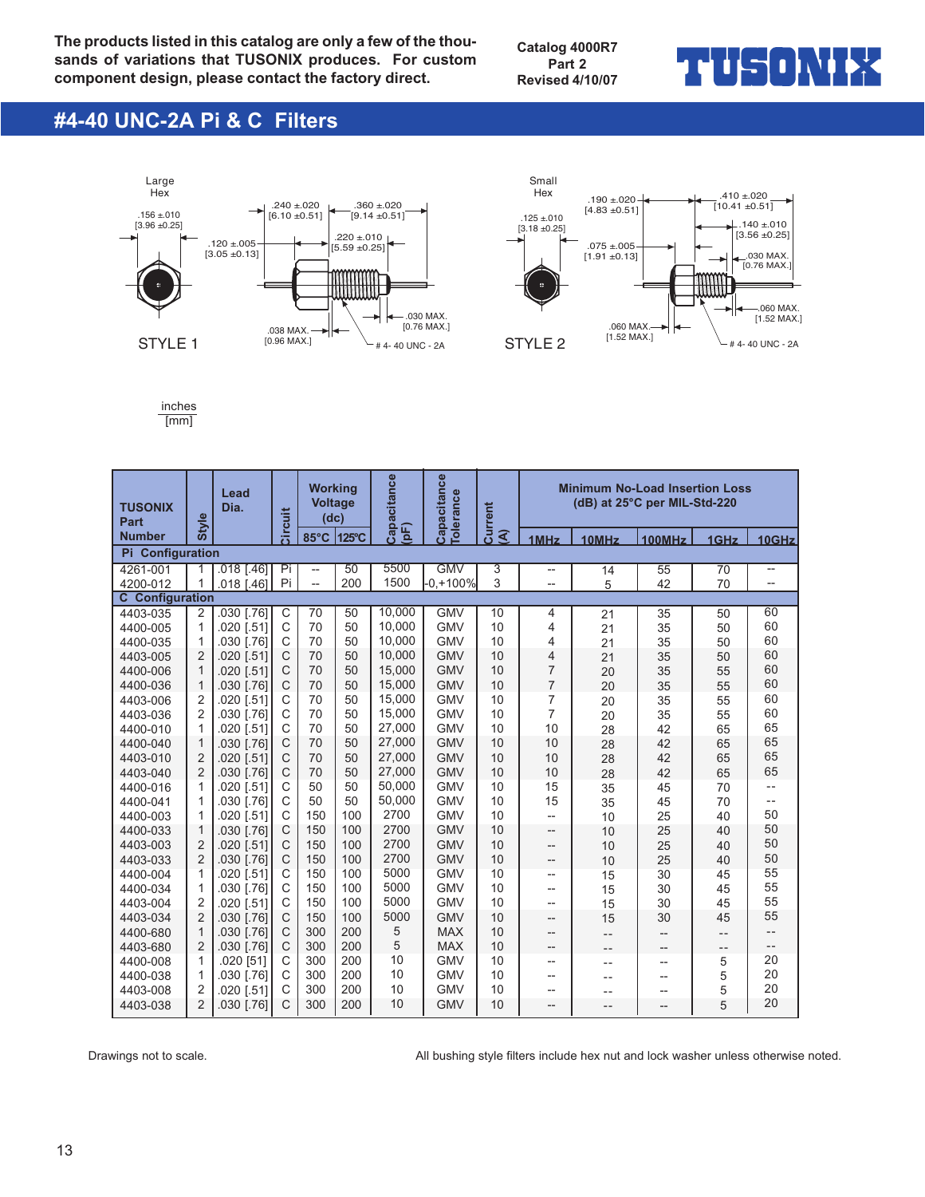The products listed in this catalog are only a few of the thousands of variations that TUSONIX produces. For custom component design, please contact the factory direct.

Catalog 4000R7
Part 2
Revised 4/10/07

TUSONIX

# #4-40 UNC-2A Pi & C Filters

Large Hex

.156 ±.010 [3.96 ±0.25]

.240 ±.020 [6.10 ±0.51]

.360 ±.020 [9.14 ±0.51]

.120 ±.005 [3.05 ±0.13]

.220 ±.010 [5.59 ±0.25]

.030 MAX. [0.76 MAX.]

.038 MAX. [0.96 MAX.]

# 4- 40 UNC - 2A

STYLE 1

Small Hex

.125 ±.010 [3.18 ±0.25]

.190 ±.020 [4.83 ±0.51]

.410 ±.020 [10.41 ±0.51]

.140 ±.010 [3.56 ±0.25]

.075 ±.005 [1.91 ±0.13]

.030 MAX. [0.76 MAX.]

.060 MAX. [1.52 MAX.]

.060 MAX. [1.52 MAX.]

# 4- 40 UNC - 2A

STYLE 2

inches
[mm]

| TUSONIX Part Number | Style | Lead Dia. | Circuit | Working Voltage (dc) 85°C | Working Voltage (dc) 125°C | Capacitance (pF) | Capacitance Tolerance | Current (A) | 1MHz | 10MHz | 100MHz | 1GHz | 10GHz |
|---|---|---|---|---|---|---|---|---|---|---|---|---|---|
| **Pi Configuration** | | | | | | | | | | | | | |
| 4261-001 | 1 | .018 [.46] | Pi | -- | 50 | 5500 | GMV | 3 | -- | 14 | 55 | 70 | -- |
| 4200-012 | 1 | .018 [.46] | Pi | -- | 200 | 1500 | -0,+100% | 3 | -- | 5 | 42 | 70 | -- |
| **C Configuration** | | | | | | | | | | | | | |
| 4403-035 | 2 | .030 [.76] | C | 70 | 50 | 10,000 | GMV | 10 | 4 | 21 | 35 | 50 | 60 |
| 4400-005 | 1 | .020 [.51] | C | 70 | 50 | 10,000 | GMV | 10 | 4 | 21 | 35 | 50 | 60 |
| 4400-035 | 1 | .030 [.76] | C | 70 | 50 | 10,000 | GMV | 10 | 4 | 21 | 35 | 50 | 60 |
| 4403-005 | 2 | .020 [.51] | C | 70 | 50 | 10,000 | GMV | 10 | 4 | 21 | 35 | 50 | 60 |
| 4400-006 | 1 | .020 [.51] | C | 70 | 50 | 15,000 | GMV | 10 | 7 | 20 | 35 | 55 | 60 |
| 4400-036 | 1 | .030 [.76] | C | 70 | 50 | 15,000 | GMV | 10 | 7 | 20 | 35 | 55 | 60 |
| 4403-006 | 2 | .020 [.51] | C | 70 | 50 | 15,000 | GMV | 10 | 7 | 20 | 35 | 55 | 60 |
| 4403-036 | 2 | .030 [.76] | C | 70 | 50 | 15,000 | GMV | 10 | 7 | 20 | 35 | 55 | 60 |
| 4400-010 | 1 | .020 [.51] | C | 70 | 50 | 27,000 | GMV | 10 | 10 | 28 | 42 | 65 | 65 |
| 4400-040 | 1 | .030 [.76] | C | 70 | 50 | 27,000 | GMV | 10 | 10 | 28 | 42 | 65 | 65 |
| 4403-010 | 2 | .020 [.51] | C | 70 | 50 | 27,000 | GMV | 10 | 10 | 28 | 42 | 65 | 65 |
| 4403-040 | 2 | .030 [.76] | C | 70 | 50 | 27,000 | GMV | 10 | 10 | 28 | 42 | 65 | 65 |
| 4400-016 | 1 | .020 [.51] | C | 50 | 50 | 50,000 | GMV | 10 | 15 | 35 | 45 | 70 | -- |
| 4400-041 | 1 | .030 [.76] | C | 50 | 50 | 50,000 | GMV | 10 | 15 | 35 | 45 | 70 | -- |
| 4400-003 | 1 | .020 [.51] | C | 150 | 100 | 2700 | GMV | 10 | -- | 10 | 25 | 40 | 50 |
| 4400-033 | 1 | .030 [.76] | C | 150 | 100 | 2700 | GMV | 10 | -- | 10 | 25 | 40 | 50 |
| 4403-003 | 2 | .020 [.51] | C | 150 | 100 | 2700 | GMV | 10 | -- | 10 | 25 | 40 | 50 |
| 4403-033 | 2 | .030 [.76] | C | 150 | 100 | 2700 | GMV | 10 | -- | 10 | 25 | 40 | 50 |
| 4400-004 | 1 | .020 [.51] | C | 150 | 100 | 5000 | GMV | 10 | -- | 15 | 30 | 45 | 55 |
| 4400-034 | 1 | .030 [.76] | C | 150 | 100 | 5000 | GMV | 10 | -- | 15 | 30 | 45 | 55 |
| 4403-004 | 2 | .020 [.51] | C | 150 | 100 | 5000 | GMV | 10 | -- | 15 | 30 | 45 | 55 |
| 4403-034 | 2 | .030 [.76] | C | 150 | 100 | 5000 | GMV | 10 | -- | 15 | 30 | 45 | 55 |
| 4400-680 | 1 | .030 [.76] | C | 300 | 200 | 5 | MAX | 10 | -- | -- | -- | -- | -- |
| 4403-680 | 2 | .030 [.76] | C | 300 | 200 | 5 | MAX | 10 | -- | -- | -- | -- | -- |
| 4400-008 | 1 | .020 [51] | C | 300 | 200 | 10 | GMV | 10 | -- | -- | -- | 5 | 20 |
| 4400-038 | 1 | .030 [.76] | C | 300 | 200 | 10 | GMV | 10 | -- | -- | -- | 5 | 20 |
| 4403-008 | 2 | .020 [.51] | C | 300 | 200 | 10 | GMV | 10 | -- | -- | -- | 5 | 20 |
| 4403-038 | 2 | .030 [.76] | C | 300 | 200 | 10 | GMV | 10 | -- | -- | -- | 5 | 20 |

Minimum No-Load Insertion Loss (dB) at 25°C per MIL-Std-220 (columns 1MHz–10GHz)

Drawings not to scale.

All bushing style filters include hex nut and lock washer unless otherwise noted.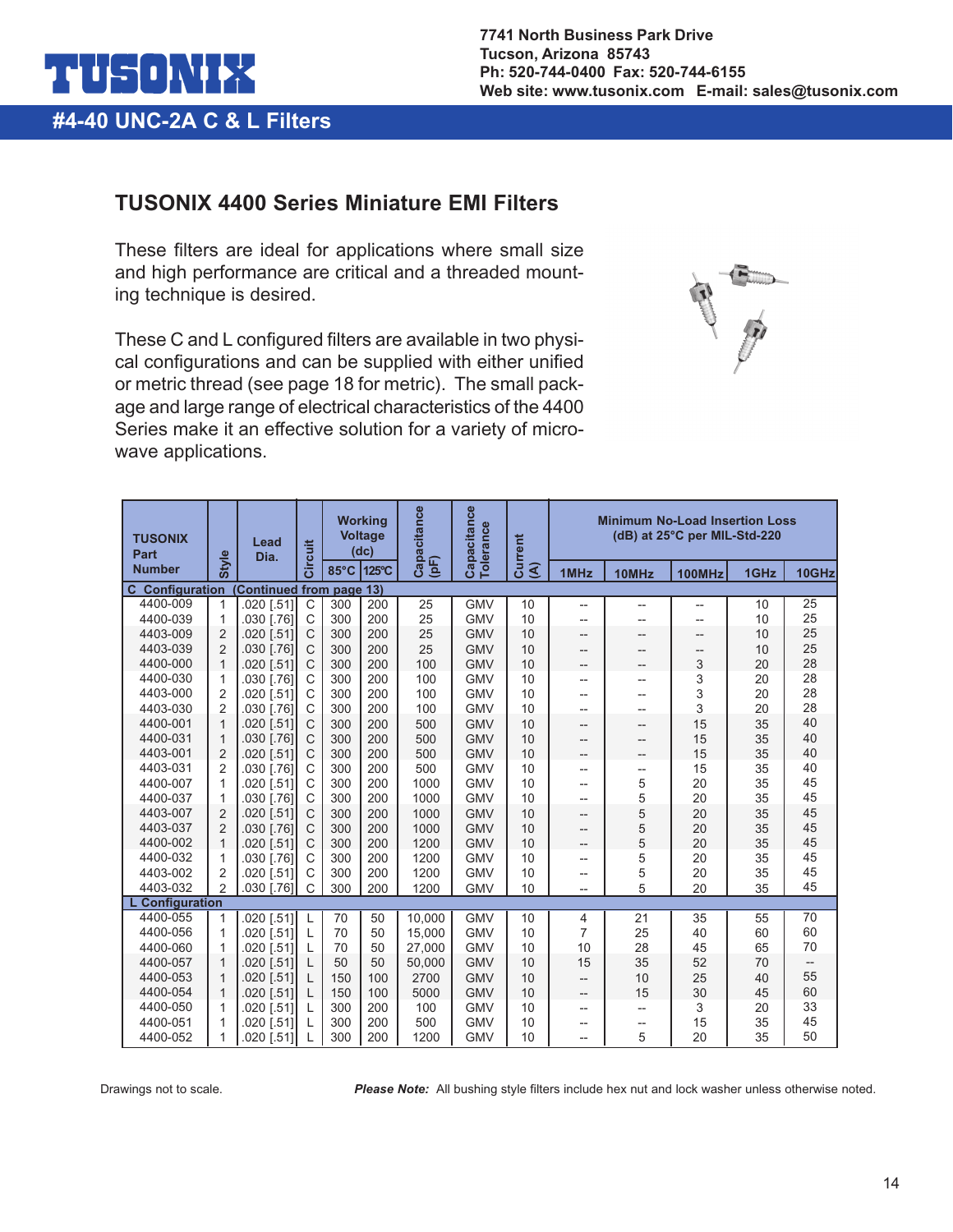TUSONIX

7741 North Business Park Drive
Tucson, Arizona 85743
Ph: 520-744-0400 Fax: 520-744-6155
Web site: www.tusonix.com E-mail: sales@tusonix.com

## #4-40 UNC-2A C & L Filters

### TUSONIX 4400 Series Miniature EMI Filters

These filters are ideal for applications where small size and high performance are critical and a threaded mounting technique is desired.

These C and L configured filters are available in two physical configurations and can be supplied with either unified or metric thread (see page 18 for metric). The small package and large range of electrical characteristics of the 4400 Series make it an effective solution for a variety of microwave applications.

| TUSONIX Part Number | Style | Lead Dia. | Circuit | Working Voltage (dc) | | Capacitance (pF) | Capacitance Tolerance | Current (A) | Minimum No-Load Insertion Loss (dB) at 25°C per MIL-Std-220 | | | | |
|---|---|---|---|---|---|---|---|---|---|---|---|---|---|
| | | | | 85°C | 125°C | | | | 1MHz | 10MHz | 100MHz | 1GHz | 10GHz |
| **C Configuration (Continued from page 13)** | | | | | | | | | | | | | |
| 4400-009 | 1 | .020 [.51] | C | 300 | 200 | 25 | GMV | 10 | -- | -- | -- | 10 | 25 |
| 4400-039 | 1 | .030 [.76] | C | 300 | 200 | 25 | GMV | 10 | -- | -- | -- | 10 | 25 |
| 4403-009 | 2 | .020 [.51] | C | 300 | 200 | 25 | GMV | 10 | -- | -- | -- | 10 | 25 |
| 4403-039 | 2 | .030 [.76] | C | 300 | 200 | 25 | GMV | 10 | -- | -- | -- | 10 | 25 |
| 4400-000 | 1 | .020 [.51] | C | 300 | 200 | 100 | GMV | 10 | -- | -- | 3 | 20 | 28 |
| 4400-030 | 1 | .030 [.76] | C | 300 | 200 | 100 | GMV | 10 | -- | -- | 3 | 20 | 28 |
| 4403-000 | 2 | .020 [.51] | C | 300 | 200 | 100 | GMV | 10 | -- | -- | 3 | 20 | 28 |
| 4403-030 | 2 | .030 [.76] | C | 300 | 200 | 100 | GMV | 10 | -- | -- | 3 | 20 | 28 |
| 4400-001 | 1 | .020 [.51] | C | 300 | 200 | 500 | GMV | 10 | -- | -- | 15 | 35 | 40 |
| 4400-031 | 1 | .030 [.76] | C | 300 | 200 | 500 | GMV | 10 | -- | -- | 15 | 35 | 40 |
| 4403-001 | 2 | .020 [.51] | C | 300 | 200 | 500 | GMV | 10 | -- | -- | 15 | 35 | 40 |
| 4403-031 | 2 | .030 [.76] | C | 300 | 200 | 500 | GMV | 10 | -- | -- | 15 | 35 | 40 |
| 4400-007 | 1 | .020 [.51] | C | 300 | 200 | 1000 | GMV | 10 | -- | 5 | 20 | 35 | 45 |
| 4400-037 | 1 | .030 [.76] | C | 300 | 200 | 1000 | GMV | 10 | -- | 5 | 20 | 35 | 45 |
| 4403-007 | 2 | .020 [.51] | C | 300 | 200 | 1000 | GMV | 10 | -- | 5 | 20 | 35 | 45 |
| 4403-037 | 2 | .030 [.76] | C | 300 | 200 | 1000 | GMV | 10 | -- | 5 | 20 | 35 | 45 |
| 4400-002 | 1 | .020 [.51] | C | 300 | 200 | 1200 | GMV | 10 | -- | 5 | 20 | 35 | 45 |
| 4400-032 | 1 | .030 [.76] | C | 300 | 200 | 1200 | GMV | 10 | -- | 5 | 20 | 35 | 45 |
| 4403-002 | 2 | .020 [.51] | C | 300 | 200 | 1200 | GMV | 10 | -- | 5 | 20 | 35 | 45 |
| 4403-032 | 2 | .030 [.76] | C | 300 | 200 | 1200 | GMV | 10 | -- | 5 | 20 | 35 | 45 |
| **L Configuration** | | | | | | | | | | | | | |
| 4400-055 | 1 | .020 [.51] | L | 70 | 50 | 10,000 | GMV | 10 | 4 | 21 | 35 | 55 | 70 |
| 4400-056 | 1 | .020 [.51] | L | 70 | 50 | 15,000 | GMV | 10 | 7 | 25 | 40 | 60 | 70 |
| 4400-060 | 1 | .020 [.51] | L | 70 | 50 | 27,000 | GMV | 10 | 10 | 28 | 45 | 65 | 70 |
| 4400-057 | 1 | .020 [.51] | L | 50 | 50 | 50,000 | GMV | 10 | 15 | 35 | 52 | 70 | -- |
| 4400-053 | 1 | .020 [.51] | L | 150 | 100 | 2700 | GMV | 10 | -- | 10 | 25 | 40 | 55 |
| 4400-054 | 1 | .020 [.51] | L | 150 | 100 | 5000 | GMV | 10 | -- | 15 | 30 | 45 | 60 |
| 4400-050 | 1 | .020 [.51] | L | 300 | 200 | 100 | GMV | 10 | -- | -- | 3 | 20 | 33 |
| 4400-051 | 1 | .020 [.51] | L | 300 | 200 | 500 | GMV | 10 | -- | -- | 15 | 35 | 45 |
| 4400-052 | 1 | .020 [.51] | L | 300 | 200 | 1200 | GMV | 10 | -- | 5 | 20 | 35 | 50 |

Drawings not to scale.

***Please Note:*** All bushing style filters include hex nut and lock washer unless otherwise noted.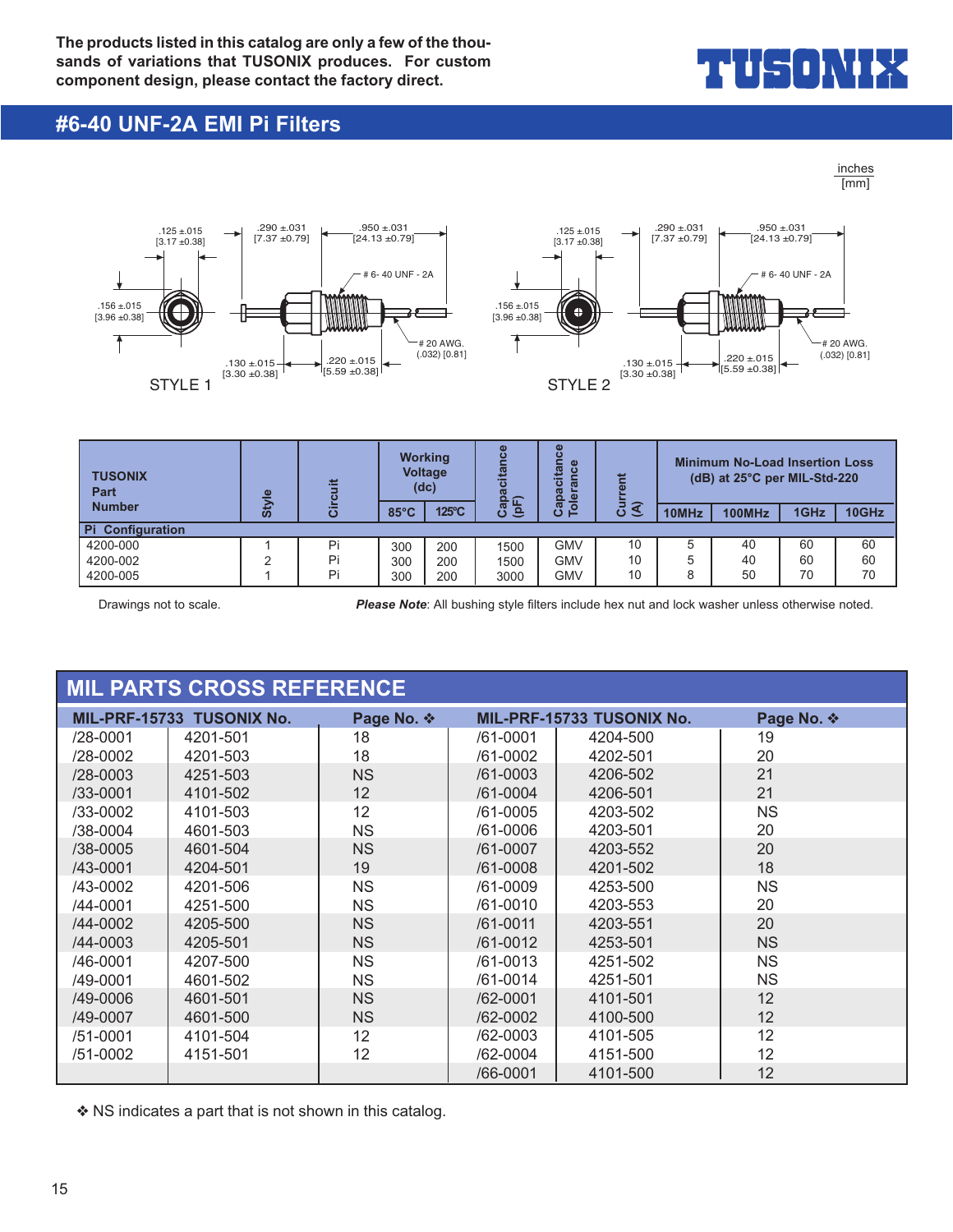The products listed in this catalog are only a few of the thousands of variations that TUSONIX produces. For custom component design, please contact the factory direct.

# #6-40 UNF-2A EMI Pi Filters

inches
[mm]

STYLE 1

.125 ±.015 [3.17 ±0.38]
.290 ±.031 [7.37 ±0.79]
.950 ±.031 [24.13 ±0.79]
# 6- 40 UNF - 2A
.156 ±.015 [3.96 ±0.38]
# 20 AWG. (.032) [0.81]
.130 ±.015 [3.30 ±0.38]
.220 ±.015 [5.59 ±0.38]

STYLE 2

.125 ±.015 [3.17 ±0.38]
.290 ±.031 [7.37 ±0.79]
.950 ±.031 [24.13 ±0.79]
# 6- 40 UNF - 2A
.156 ±.015 [3.96 ±0.38]
# 20 AWG. (.032) [0.81]
.130 ±.015 [3.30 ±0.38]
.220 ±.015 [5.59 ±0.38]

| TUSONIX Part Number | Style | Circuit | Working Voltage (dc) | | Capacitance (pF) | Capacitance Tolerance | Current (A) | Minimum No-Load Insertion Loss (dB) at 25°C per MIL-Std-220 | | | |
|---|---|---|---|---|---|---|---|---|---|---|---|
| | | | 85°C | 125°C | | | | 10MHz | 100MHz | 1GHz | 10GHz |
| **Pi Configuration** | | | | | | | | | | | |
| 4200-000 | 1 | Pi | 300 | 200 | 1500 | GMV | 10 | 5 | 40 | 60 | 60 |
| 4200-002 | 2 | Pi | 300 | 200 | 1500 | GMV | 10 | 5 | 40 | 60 | 60 |
| 4200-005 | 1 | Pi | 300 | 200 | 3000 | GMV | 10 | 8 | 50 | 70 | 70 |

Drawings not to scale.

***Please Note***: All bushing style filters include hex nut and lock washer unless otherwise noted.

## MIL PARTS CROSS REFERENCE

| MIL-PRF-15733 | TUSONIX No. | Page No. ❖ | MIL-PRF-15733 | TUSONIX No. | Page No. ❖ |
|---|---|---|---|---|---|
| /28-0001 | 4201-501 | 18 | /61-0001 | 4204-500 | 19 |
| /28-0002 | 4201-503 | 18 | /61-0002 | 4202-501 | 20 |
| /28-0003 | 4251-503 | NS | /61-0003 | 4206-502 | 21 |
| /33-0001 | 4101-502 | 12 | /61-0004 | 4206-501 | 21 |
| /33-0002 | 4101-503 | 12 | /61-0005 | 4203-502 | NS |
| /38-0004 | 4601-503 | NS | /61-0006 | 4203-501 | 20 |
| /38-0005 | 4601-504 | NS | /61-0007 | 4203-552 | 20 |
| /43-0001 | 4204-501 | 19 | /61-0008 | 4201-502 | 18 |
| /43-0002 | 4201-506 | NS | /61-0009 | 4253-500 | NS |
| /44-0001 | 4251-500 | NS | /61-0010 | 4203-553 | 20 |
| /44-0002 | 4205-500 | NS | /61-0011 | 4203-551 | 20 |
| /44-0003 | 4205-501 | NS | /61-0012 | 4253-501 | NS |
| /46-0001 | 4207-500 | NS | /61-0013 | 4251-502 | NS |
| /49-0001 | 4601-502 | NS | /61-0014 | 4251-501 | NS |
| /49-0006 | 4601-501 | NS | /62-0001 | 4101-501 | 12 |
| /49-0007 | 4601-500 | NS | /62-0002 | 4100-500 | 12 |
| /51-0001 | 4101-504 | 12 | /62-0003 | 4101-505 | 12 |
| /51-0002 | 4151-501 | 12 | /62-0004 | 4151-500 | 12 |
| | | | /66-0001 | 4101-500 | 12 |

❖ NS indicates a part that is not shown in this catalog.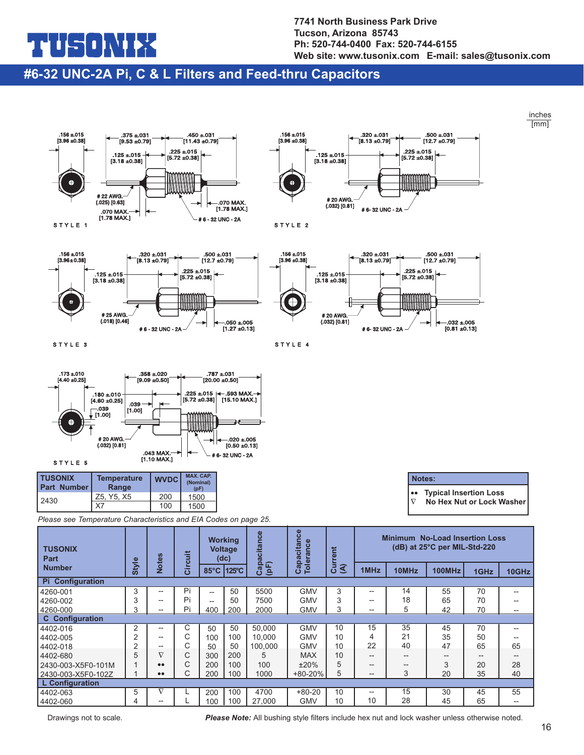# TUSONIX

7741 North Business Park Drive
Tucson, Arizona 85743
Ph: 520-744-0400 Fax: 520-744-6155
Web site: www.tusonix.com E-mail: sales@tusonix.com

## #6-32 UNC-2A Pi, C & L Filters and Feed-thru Capacitors

inches
[mm]

**STYLE 1**

.156 ±.015 [3.96 ±0.38]; .375 ±.031 [9.53 ±0.79]; .450 ±.031 [11.43 ±0.79]; .125 ±.015 [3.18 ±0.38]; .225 ±.015 [5.72 ±0.38]; # 22 AWG. (.025) [0.63]; .070 MAX. [1.78 MAX.]; .070 MAX. [1.78 MAX.]; # 6 - 32 UNC - 2A

**STYLE 2**

.156 ±.015 [3.96 ±0.38]; .320 ±.031 [8.13 ±0.79]; .500 ±.031 [12.7 ±0.79]; .125 ±.015 [3.18 ±0.38]; .225 ±.015 [5.72 ±0.38]; # 20 AWG. (.032) [0.81]; # 6- 32 UNC - 2A

**STYLE 3**

.156 ±.015 [3.96±0.38]; .320 ±.031 [8.13 ±0.79]; .500 ±.031 [12.7 ±0.79]; .125 ±.015 [3.18 ±0.38]; .225 ±.015 [5.72 ±0.38]; # 25 AWG. (.018) [0.46]; # 6 - 32 UNC - 2A; .050 ±.005 [1.27 ±0.13]

**STYLE 4**

.156 ±.015 [3.96 ±0.38]; .320 ±.031 [8.13 ±0.79]; .500 ±.031 [12.7 ±0.79]; .125 ±.015 [3.18 ±0.38]; .225 ±.015 [5.72 ±0.38]; # 20 AWG. (.032) [0.81]; # 6- 32 UNC - 2A; .032 ±.005 [0.81 ±0.13]

**STYLE 5**

.173 ±.010 [4.40 ±0.25]; .358 ±.020 [9.09 ±0.50]; .787 ±.031 [20.00 ±0.50]; .180 ±.010 [4.60 ±0.25]; .039 [1.00]; .039 [1.00]; .225 ±.015 [5.72 ±0.38]; .593 MAX. [15.10 MAX.]; # 20 AWG. (.032) [0.81]; .020 ±.005 [0.50 ±0.13]; .043 MAX. [1.10 MAX.]; # 6- 32 UNC - 2A

| TUSONIX Part Number | Temperature Range | WVDC | MAX. CAP. (Nominal) (pF) |
|---|---|---|---|
| 2430 | Z5, Y5, X5 | 200 | 1500 |
| | X7 | 100 | 1500 |

*Please see Temperature Characteristics and EIA Codes on page 25.*

**Notes:**
- •• Typical Insertion Loss
- ∇ No Hex Nut or Lock Washer

| TUSONIX Part Number | Style | Notes | Circuit | Working Voltage (dc) 85°C | 125°C | Capacitance (pF) | Capacitance Tolerance | Current (A) | Minimum No-Load Insertion Loss (dB) at 25°C per MIL-Std-220 1MHz | 10MHz | 100MHz | 1GHz | 10GHz |
|---|---|---|---|---|---|---|---|---|---|---|---|---|---|
| **Pi Configuration** | | | | | | | | | | | | | |
| 4260-001 | 3 | -- | Pi | -- | 50 | 5500 | GMV | 3 | -- | 14 | 55 | 70 | -- |
| 4260-002 | 3 | -- | Pi | -- | 50 | 7500 | GMV | 3 | -- | 18 | 65 | 70 | -- |
| 4260-000 | 3 | -- | Pi | 400 | 200 | 2000 | GMV | 3 | -- | 5 | 42 | 70 | -- |
| **C Configuration** | | | | | | | | | | | | | |
| 4402-016 | 2 | -- | C | 50 | 50 | 50,000 | GMV | 10 | 15 | 35 | 45 | 70 | -- |
| 4402-005 | 2 | -- | C | 100 | 100 | 10,000 | GMV | 10 | 4 | 21 | 35 | 50 | -- |
| 4402-018 | 2 | -- | C | 50 | 50 | 100,000 | GMV | 10 | 22 | 40 | 47 | 65 | 65 |
| 4402-680 | 5 | ∇ | C | 300 | 200 | 5 | MAX | 10 | -- | -- | -- | -- | -- |
| 2430-003-X5F0-101M | 1 | •• | C | 200 | 100 | 100 | ±20% | 5 | -- | -- | 3 | 20 | 28 |
| 2430-003-X5F0-102Z | 1 | •• | C | 200 | 100 | 1000 | +80-20% | 5 | -- | 3 | 20 | 35 | 40 |
| **L Configuration** | | | | | | | | | | | | | |
| 4402-063 | 5 | ∇ | L | 200 | 100 | 4700 | +80-20 | 10 | -- | 15 | 30 | 45 | 55 |
| 4402-060 | 4 | -- | L | 100 | 100 | 27,000 | GMV | 10 | 10 | 28 | 45 | 65 | -- |

Drawings not to scale.

***Please Note:*** All bushing style filters include hex nut and lock washer unless otherwise noted.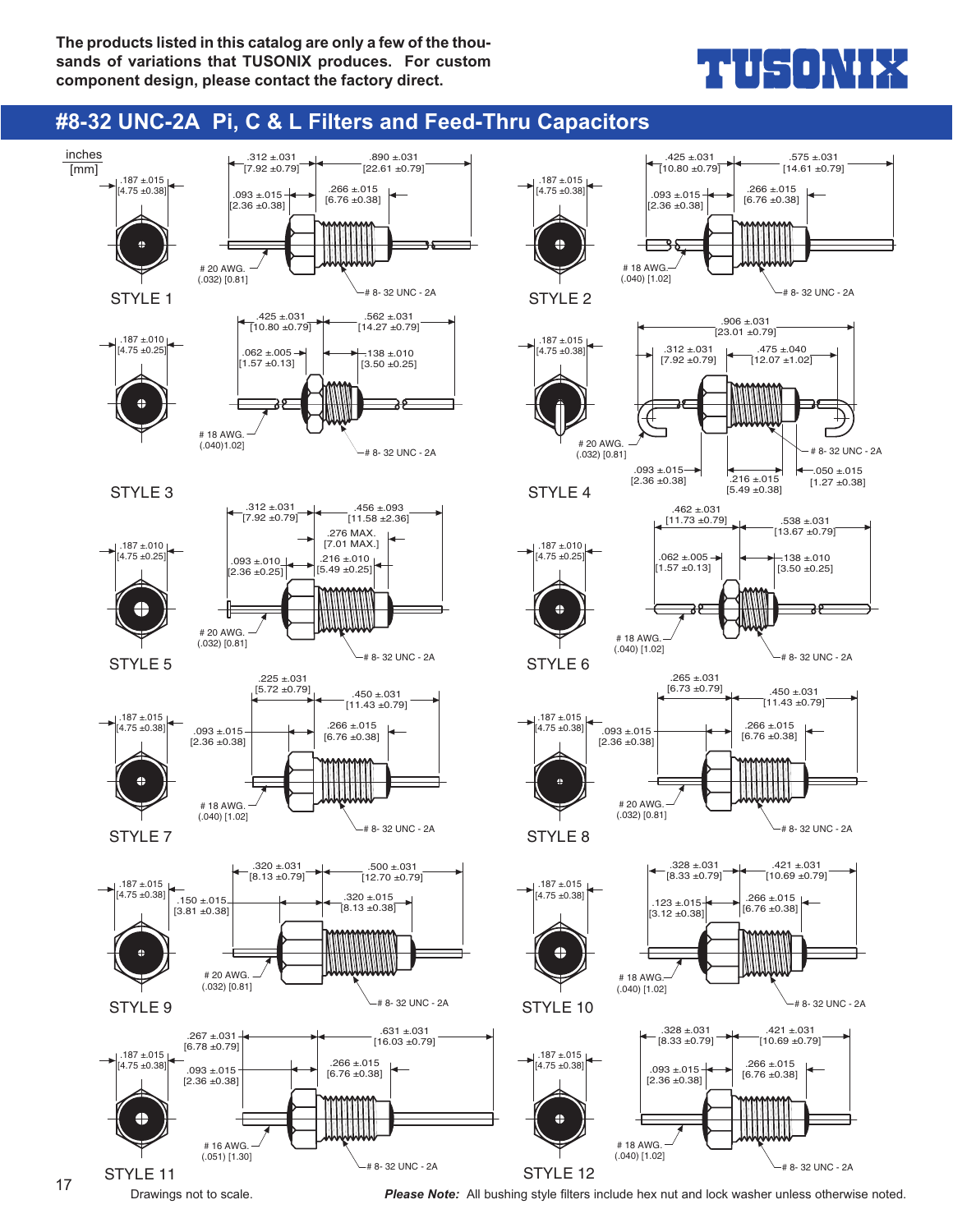The products listed in this catalog are only a few of the thousands of variations that TUSONIX produces. For custom component design, please contact the factory direct.

TUSONIX

## #8-32 UNC-2A Pi, C & L Filters and Feed-Thru Capacitors

inches
[mm]

**STYLE 1**
.187 ±.015 [4.75 ±0.38]
.312 ±.031 [7.92 ±0.79]
.890 ±.031 [22.61 ±0.79]
.093 ±.015 [2.36 ±0.38]
.266 ±.015 [6.76 ±0.38]
# 20 AWG. (.032) [0.81]
# 8- 32 UNC - 2A

**STYLE 2**
.187 ±.015 [4.75 ±0.38]
.425 ±.031 [10.80 ±0.79]
.575 ±.031 [14.61 ±0.79]
.093 ±.015 [2.36 ±0.38]
.266 ±.015 [6.76 ±0.38]
# 18 AWG. (.040) [1.02]
# 8- 32 UNC - 2A

**STYLE 3**
.187 ±.010 [4.75 ±0.25]
.425 ±.031 [10.80 ±0.79]
.562 ±.031 [14.27 ±0.79]
.062 ±.005 [1.57 ±0.13]
.138 ±.010 [3.50 ±0.25]
# 18 AWG. (.040)1.02]
# 8- 32 UNC - 2A

**STYLE 4**
.187 ±.015 [4.75 ±0.38]
.906 ±.031 [23.01 ±0.79]
.312 ±.031 [7.92 ±0.79]
.475 ±.040 [12.07 ±1.02]
# 20 AWG. (.032) [0.81]
# 8- 32 UNC - 2A
.093 ±.015 [2.36 ±0.38]
.216 ±.015 [5.49 ±0.38]
.050 ±.015 [1.27 ±0.38]

**STYLE 5**
.187 ±.010 [4.75 ±0.25]
.312 ±.031 [7.92 ±0.79]
.456 ±.093 [11.58 ±2.36]
.276 MAX. [7.01 MAX.]
.093 ±.010 [2.36 ±0.25]
.216 ±.010 [5.49 ±0.25]
# 20 AWG. (.032) [0.81]
# 8- 32 UNC - 2A

**STYLE 6**
.187 ±.010 [4.75 ±0.25]
.462 ±.031 [11.73 ±0.79]
.538 ±.031 [13.67 ±0.79]
.062 ±.005 [1.57 ±0.13]
.138 ±.010 [3.50 ±0.25]
# 18 AWG. (.040) [1.02]
# 8- 32 UNC - 2A

**STYLE 7**
.187 ±.015 [4.75 ±0.38]
.225 ±.031 [5.72 ±0.79]
.450 ±.031 [11.43 ±0.79]
.093 ±.015 [2.36 ±0.38]
.266 ±.015 [6.76 ±0.38]
# 18 AWG. (.040) [1.02]
# 8- 32 UNC - 2A

**STYLE 8**
.187 ±.015 [4.75 ±0.38]
.265 ±.031 [6.73 ±0.79]
.450 ±.031 [11.43 ±0.79]
.093 ±.015 [2.36 ±0.38]
.266 ±.015 [6.76 ±0.38]
# 20 AWG. (.032) [0.81]
# 8- 32 UNC - 2A

**STYLE 9**
.187 ±.015 [4.75 ±0.38]
.320 ±.031 [8.13 ±0.79]
.500 ±.031 [12.70 ±0.79]
.150 ±.015 [3.81 ±0.38]
.320 ±.015 [8.13 ±0.38]
# 20 AWG. (.032) [0.81]
# 8- 32 UNC - 2A

**STYLE 10**
.187 ±.015 [4.75 ±0.38]
.328 ±.031 [8.33 ±0.79]
.421 ±.031 [10.69 ±0.79]
.123 ±.015 [3.12 ±0.38]
.266 ±.015 [6.76 ±0.38]
# 18 AWG. (.040) [1.02]
# 8- 32 UNC - 2A

**STYLE 11**
.187 ±.015 [4.75 ±0.38]
.267 ±.031 [6.78 ±0.79]
.631 ±.031 [16.03 ±0.79]
.093 ±.015 [2.36 ±0.38]
.266 ±.015 [6.76 ±0.38]
# 16 AWG. (.051) [1.30]
# 8- 32 UNC - 2A

**STYLE 12**
.187 ±.015 [4.75 ±0.38]
.328 ±.031 [8.33 ±0.79]
.421 ±.031 [10.69 ±0.79]
.093 ±.015 [2.36 ±0.38]
.266 ±.015 [6.76 ±0.38]
# 18 AWG. (.040) [1.02]
# 8- 32 UNC - 2A

Drawings not to scale.

***Please Note:*** All bushing style filters include hex nut and lock washer unless otherwise noted.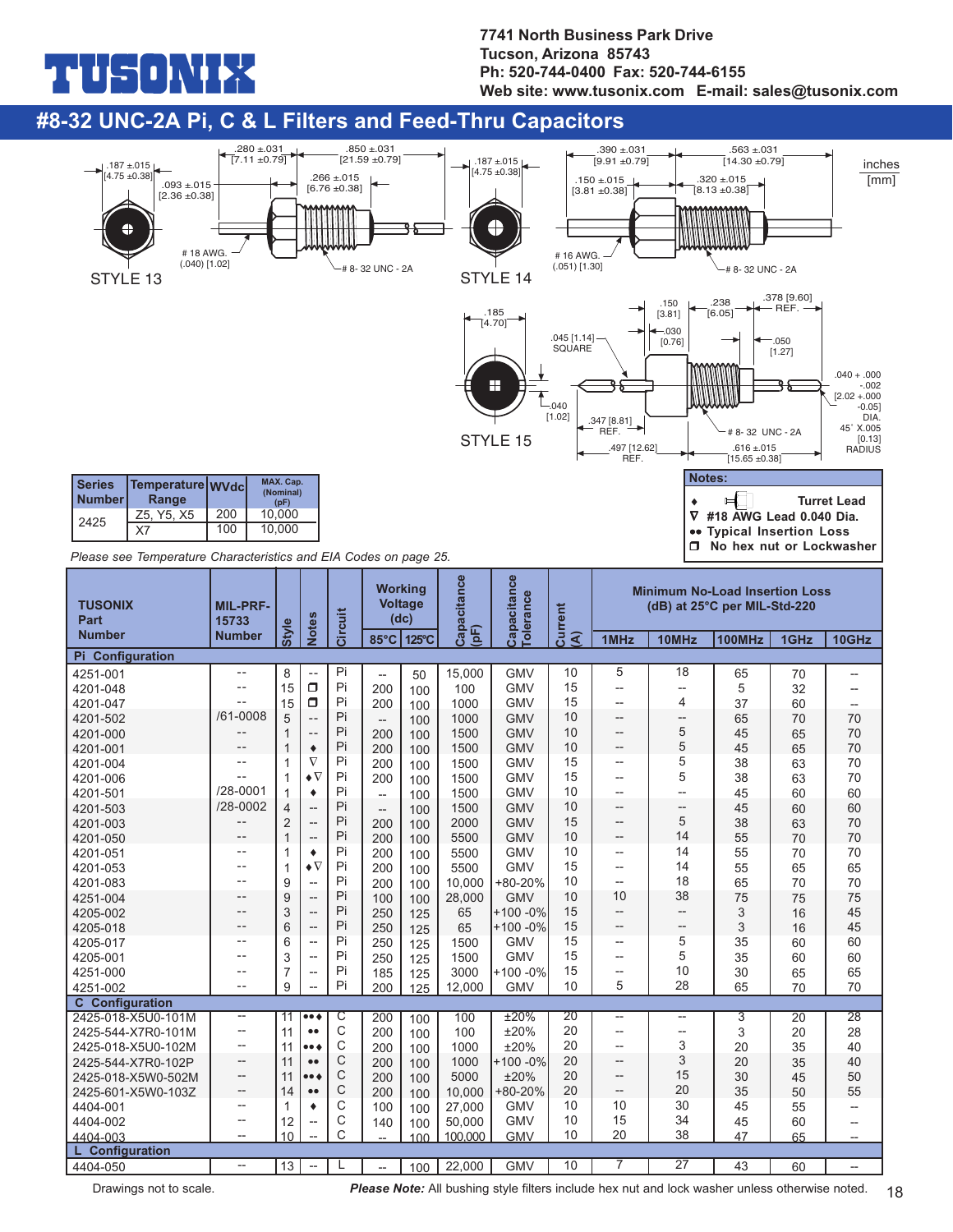**TUSONIX**

**7741 North Business Park Drive**
**Tucson, Arizona 85743**
**Ph: 520-744-0400 Fax: 520-744-6155**
**Web site: www.tusonix.com E-mail: sales@tusonix.com**

# #8-32 UNC-2A Pi, C & L Filters and Feed-Thru Capacitors

inches [mm]

STYLE 13: .187 ±.015 [4.75 ±0.38]; .093 ±.015 [2.36 ±0.38]; .280 ±.031 [7.11 ±0.79]; .850 ±.031 [21.59 ±0.79]; .266 ±.015 [6.76 ±0.38]; # 18 AWG. (.040) [1.02]; # 8- 32 UNC - 2A

STYLE 14: .187 ±.015 [4.75 ±0.38]; .390 ±.031 [9.91 ±0.79]; .563 ±.031 [14.30 ±0.79]; .150 ±.015 [3.81 ±0.38]; .320 ±.015 [8.13 ±0.38]; # 16 AWG. (.051) [1.30]; # 8- 32 UNC - 2A

STYLE 15: .185 [4.70]; .045 [1.14] SQUARE; .040 [1.02]; .150 [3.81]; .030 [0.76]; .238 [6.05]; .378 [9.60] REF.; .050 [1.27]; .347 [8.81] REF.; .497 [12.62] REF.; .616 ±.015 [15.65 ±0.38]; # 8- 32 UNC - 2A; .040 + .000 -.002 [2.02 +.000 -0.05] DIA.; 45° X.005 [0.13] RADIUS

| Series Number | Temperature Range | WVdc | MAX. Cap. (Nominal) (pF) |
|---|---|---|---|
| 2425 | Z5, Y5, X5 | 200 | 10,000 |
| | X7 | 100 | 10,000 |

*Please see Temperature Characteristics and EIA Codes on page 25.*

**Notes:**
- ♦ Turret Lead
- ∇ #18 AWG Lead 0.040 Dia.
- •• Typical Insertion Loss
- ❒ No hex nut or Lockwasher

| TUSONIX Part Number | MIL-PRF-15733 Number | Style | Notes | Circuit | Working Voltage (dc) 85°C | 125°C | Capacitance (pF) | Capacitance Tolerance | Current (A) | Minimum No-Load Insertion Loss (dB) at 25°C per MIL-Std-220 1MHz | 10MHz | 100MHz | 1GHz | 10GHz |
|---|---|---|---|---|---|---|---|---|---|---|---|---|---|---|
| **Pi Configuration** | | | | | | | | | | | | | | |
| 4251-001 | -- | 8 | -- | Pi | -- | 50 | 15,000 | GMV | 10 | 5 | 18 | 65 | 70 | -- |
| 4201-048 | -- | 15 | ❒ | Pi | 200 | 100 | 100 | GMV | 15 | -- | -- | 5 | 32 | -- |
| 4201-047 | -- | 15 | ❒ | Pi | 200 | 100 | 1000 | GMV | 15 | -- | 4 | 37 | 60 | -- |
| 4201-502 | /61-0008 | 5 | -- | Pi | -- | 100 | 1000 | GMV | 10 | -- | -- | 65 | 70 | 70 |
| 4201-000 | -- | 1 | -- | Pi | 200 | 100 | 1500 | GMV | 10 | -- | 5 | 45 | 65 | 70 |
| 4201-001 | -- | 1 | ♦ | Pi | 200 | 100 | 1500 | GMV | 10 | -- | 5 | 45 | 65 | 70 |
| 4201-004 | -- | 1 | ∇ | Pi | 200 | 100 | 1500 | GMV | 15 | -- | 5 | 38 | 63 | 70 |
| 4201-006 | -- | 1 | ♦∇ | Pi | 200 | 100 | 1500 | GMV | 15 | -- | 5 | 38 | 63 | 70 |
| 4201-501 | /28-0001 | 1 | ♦ | Pi | -- | 100 | 1500 | GMV | 10 | -- | -- | 45 | 60 | 60 |
| 4201-503 | /28-0002 | 4 | -- | Pi | -- | 100 | 1500 | GMV | 10 | -- | -- | 45 | 60 | 60 |
| 4201-003 | -- | 2 | -- | Pi | 200 | 100 | 2000 | GMV | 15 | -- | 5 | 38 | 63 | 70 |
| 4201-050 | -- | 1 | -- | Pi | 200 | 100 | 5500 | GMV | 10 | -- | 14 | 55 | 70 | 70 |
| 4201-051 | -- | 1 | ♦ | Pi | 200 | 100 | 5500 | GMV | 10 | -- | 14 | 55 | 70 | 70 |
| 4201-053 | -- | 1 | ♦∇ | Pi | 200 | 100 | 5500 | GMV | 15 | -- | 14 | 55 | 65 | 65 |
| 4201-083 | -- | 9 | -- | Pi | 200 | 100 | 10,000 | +80-20% | 10 | -- | 18 | 65 | 70 | 70 |
| 4251-004 | -- | 9 | -- | Pi | 100 | 100 | 28,000 | GMV | 10 | 10 | 38 | 75 | 75 | 75 |
| 4205-002 | -- | 3 | -- | Pi | 250 | 125 | 65 | +100 -0% | 15 | -- | -- | 3 | 16 | 45 |
| 4205-018 | -- | 6 | -- | Pi | 250 | 125 | 65 | +100 -0% | 15 | -- | -- | 3 | 16 | 45 |
| 4205-017 | -- | 6 | -- | Pi | 250 | 125 | 1500 | GMV | 15 | -- | 5 | 35 | 60 | 60 |
| 4205-001 | -- | 3 | -- | Pi | 250 | 125 | 1500 | GMV | 15 | -- | 5 | 35 | 60 | 60 |
| 4251-000 | -- | 7 | -- | Pi | 185 | 125 | 3000 | +100 -0% | 15 | -- | 10 | 30 | 65 | 65 |
| 4251-002 | -- | 9 | -- | Pi | 200 | 125 | 12,000 | GMV | 10 | 5 | 28 | 65 | 70 | 70 |
| **C Configuration** | | | | | | | | | | | | | | |
| 2425-018-X5U0-101M | -- | 11 | ••♦ | C | 200 | 100 | 100 | ±20% | 20 | -- | -- | 3 | 20 | 28 |
| 2425-544-X7R0-101M | -- | 11 | •• | C | 200 | 100 | 100 | ±20% | 20 | -- | -- | 3 | 20 | 28 |
| 2425-018-X5U0-102M | -- | 11 | ••♦ | C | 200 | 100 | 1000 | ±20% | 20 | -- | 3 | 20 | 35 | 40 |
| 2425-544-X7R0-102P | -- | 11 | •• | C | 200 | 100 | 1000 | +100 -0% | 20 | -- | 3 | 20 | 35 | 40 |
| 2425-018-X5W0-502M | -- | 11 | ••♦ | C | 200 | 100 | 5000 | ±20% | 20 | -- | 15 | 30 | 45 | 50 |
| 2425-601-X5W0-103Z | -- | 14 | •• | C | 200 | 100 | 10,000 | +80-20% | 20 | -- | 20 | 35 | 50 | 55 |
| 4404-001 | -- | 1 | ♦ | C | 100 | 100 | 27,000 | GMV | 10 | 10 | 30 | 45 | 55 | -- |
| 4404-002 | -- | 12 | -- | C | 140 | 100 | 50,000 | GMV | 10 | 15 | 34 | 45 | 60 | -- |
| 4404-003 | -- | 10 | -- | C | -- | 100 | 100,000 | GMV | 10 | 20 | 38 | 47 | 65 | -- |
| **L Configuration** | | | | | | | | | | | | | | |
| 4404-050 | -- | 13 | -- | L | -- | 100 | 22,000 | GMV | 10 | 7 | 27 | 43 | 60 | -- |

Drawings not to scale.

***Please Note:*** All bushing style filters include hex nut and lock washer unless otherwise noted.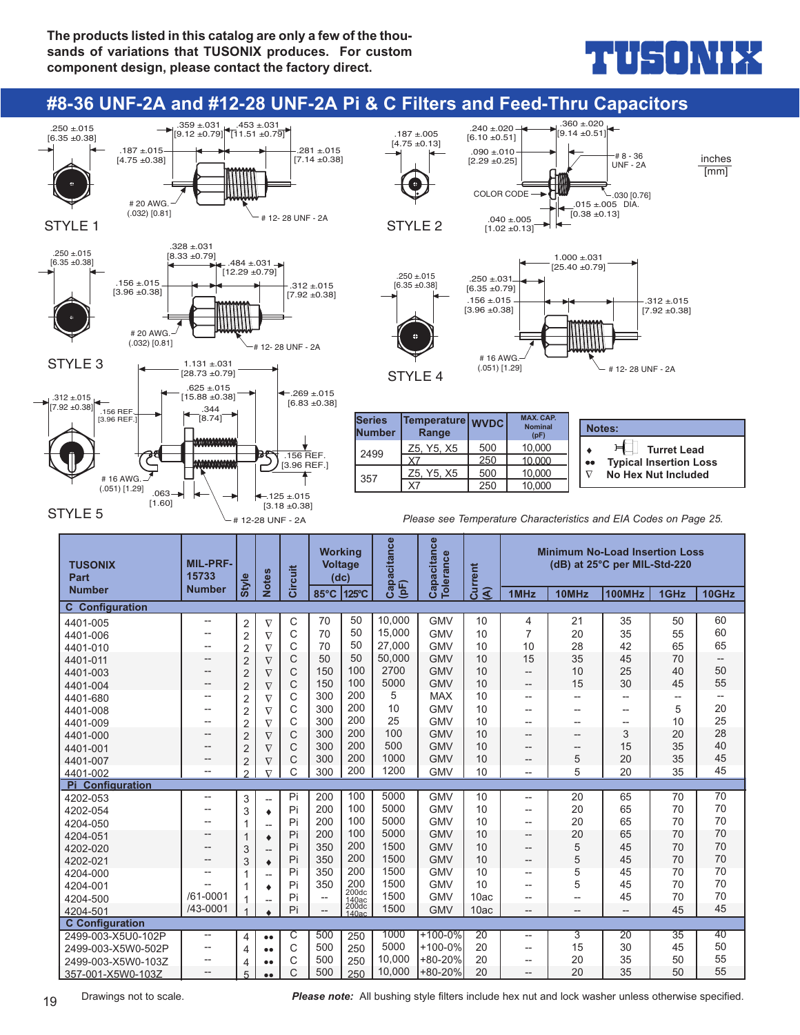The products listed in this catalog are only a few of the thousands of variations that TUSONIX produces. For custom component design, please contact the factory direct.

TUSONIX

## #8-36 UNF-2A and #12-28 UNF-2A Pi & C Filters and Feed-Thru Capacitors

inches [mm]

STYLE 1: .250 ±.015 [6.35 ±0.38]; .359 ±.031 [9.12 ±0.79]; .453 ±.031 [11.51 ±0.79]; .187 ±.015 [4.75 ±0.38]; .281 ±.015 [7.14 ±0.38]; # 20 AWG. (.032) [0.81]; # 12- 28 UNF - 2A

STYLE 2: .187 ±.005 [4.75 ±0.13]; .240 ±.020 [6.10 ±0.51]; .360 ±.020 [9.14 ±0.51]; .090 ±.010 [2.29 ±0.25]; # 8 - 36 UNF - 2A; COLOR CODE; .030 [0.76]; .015 ±.005 DIA. [0.38 ±0.13]; .040 ±.005 [1.02 ±0.13]

STYLE 3: .250 ±.015 [6.35 ±0.38]; .328 ±.031 [8.33 ±0.79]; .484 ±.031 [12.29 ±0.79]; .156 ±.015 [3.96 ±0.38]; .312 ±.015 [7.92 ±0.38]; # 20 AWG. (.032) [0.81]; # 12- 28 UNF - 2A

STYLE 4: .250 ±.015 [6.35 ±0.38]; 1.000 ±.031 [25.40 ±0.79]; .250 ±.031 [6.35 ±0.79]; .156 ±.015 [3.96 ±0.38]; .312 ±.015 [7.92 ±0.38]; # 16 AWG. (.051) [1.29]; # 12- 28 UNF - 2A

STYLE 5: .312 ±.015 [7.92 ±0.38]; 1.131 ±.031 [28.73 ±0.79]; .625 ±.015 [15.88 ±0.38]; .269 ±.015 [6.83 ±0.38]; .156 REF. [3.96 REF.]; .344 [8.74]; .156 REF. [3.96 REF.]; # 16 AWG. (.051) [1.29]; .063 [1.60]; .125 ±.015 [3.18 ±0.38]; # 12-28 UNF - 2A

| Series Number | Temperature Range | WVDC | MAX. CAP. Nominal (pF) |
|---|---|---|---|
| 2499 | Z5, Y5, X5 | 500 | 10,000 |
| | X7 | 250 | 10,000 |
| 357 | Z5, Y5, X5 | 500 | 10,000 |
| | X7 | 250 | 10,000 |

**Notes:**
- ♦ Turret Lead
- ●● Typical Insertion Loss
- ∇ No Hex Nut Included

*Please see Temperature Characteristics and EIA Codes on Page 25.*

| TUSONIX Part Number | MIL-PRF-15733 Number | Style | Notes | Circuit | Working Voltage (dc) 85°C | 125°C | Capacitance (pF) | Capacitance Tolerance | Current (A) | Minimum No-Load Insertion Loss (dB) at 25°C per MIL-Std-220 1MHz | 10MHz | 100MHz | 1GHz | 10GHz |
|---|---|---|---|---|---|---|---|---|---|---|---|---|---|---|
| **C Configuration** | | | | | | | | | | | | | | |
| 4401-005 | -- | 2 | ∇ | C | 70 | 50 | 10,000 | GMV | 10 | 4 | 21 | 35 | 50 | 60 |
| 4401-006 | -- | 2 | ∇ | C | 70 | 50 | 15,000 | GMV | 10 | 7 | 20 | 35 | 55 | 60 |
| 4401-010 | -- | 2 | ∇ | C | 70 | 50 | 27,000 | GMV | 10 | 10 | 28 | 42 | 65 | 65 |
| 4401-011 | -- | 2 | ∇ | C | 50 | 50 | 50,000 | GMV | 10 | 15 | 35 | 45 | 70 | -- |
| 4401-003 | -- | 2 | ∇ | C | 150 | 100 | 2700 | GMV | 10 | -- | 10 | 25 | 40 | 50 |
| 4401-004 | -- | 2 | ∇ | C | 150 | 100 | 5000 | GMV | 10 | -- | 15 | 30 | 45 | 55 |
| 4401-680 | -- | 2 | ∇ | C | 300 | 200 | 5 | MAX | 10 | -- | -- | -- | -- | -- |
| 4401-008 | -- | 2 | ∇ | C | 300 | 200 | 10 | GMV | 10 | -- | -- | -- | 5 | 20 |
| 4401-009 | -- | 2 | ∇ | C | 300 | 200 | 25 | GMV | 10 | -- | -- | -- | 10 | 25 |
| 4401-000 | -- | 2 | ∇ | C | 300 | 200 | 100 | GMV | 10 | -- | -- | 3 | 20 | 28 |
| 4401-001 | -- | 2 | ∇ | C | 300 | 200 | 500 | GMV | 10 | -- | -- | 15 | 35 | 40 |
| 4401-007 | -- | 2 | ∇ | C | 300 | 200 | 1000 | GMV | 10 | -- | 5 | 20 | 35 | 45 |
| 4401-002 | -- | 2 | ∇ | C | 300 | 200 | 1200 | GMV | 10 | -- | 5 | 20 | 35 | 45 |
| **Pi Configuration** | | | | | | | | | | | | | | |
| 4202-053 | -- | 3 | -- | Pi | 200 | 100 | 5000 | GMV | 10 | -- | 20 | 65 | 70 | 70 |
| 4202-054 | -- | 3 | ♦ | Pi | 200 | 100 | 5000 | GMV | 10 | -- | 20 | 65 | 70 | 70 |
| 4204-050 | -- | 1 | -- | Pi | 200 | 100 | 5000 | GMV | 10 | -- | 20 | 65 | 70 | 70 |
| 4204-051 | -- | 1 | ♦ | Pi | 200 | 100 | 5000 | GMV | 10 | -- | 20 | 65 | 70 | 70 |
| 4202-020 | -- | 3 | -- | Pi | 350 | 200 | 1500 | GMV | 10 | -- | 5 | 45 | 70 | 70 |
| 4202-021 | -- | 3 | ♦ | Pi | 350 | 200 | 1500 | GMV | 10 | -- | 5 | 45 | 70 | 70 |
| 4204-000 | -- | 1 | -- | Pi | 350 | 200 | 1500 | GMV | 10 | -- | 5 | 45 | 70 | 70 |
| 4204-001 | -- | 1 | ♦ | Pi | 350 | 200 | 1500 | GMV | 10 | -- | 5 | 45 | 70 | 70 |
| 4204-500 | /61-0001 | 1 | -- | Pi | -- | 200dc 140ac | 1500 | GMV | 10ac | -- | -- | 45 | 70 | 70 |
| 4204-501 | /43-0001 | 1 | ♦ | Pi | -- | 200dc 140ac | 1500 | GMV | 10ac | -- | -- | -- | 45 | 45 |
| **C Configuration** | | | | | | | | | | | | | | |
| 2499-003-X5U0-102P | -- | 4 | ●● | C | 500 | 250 | 1000 | +100-0% | 20 | -- | 3 | 20 | 35 | 40 |
| 2499-003-X5W0-502P | -- | 4 | ●● | C | 500 | 250 | 5000 | +100-0% | 20 | -- | 15 | 30 | 45 | 50 |
| 2499-003-X5W0-103Z | -- | 4 | ●● | C | 500 | 250 | 10,000 | +80-20% | 20 | -- | 20 | 35 | 50 | 55 |
| 357-001-X5W0-103Z | -- | 5 | ●● | C | 500 | 250 | 10,000 | +80-20% | 20 | -- | 20 | 35 | 50 | 55 |

Drawings not to scale.

***Please note:*** All bushing style filters include hex nut and lock washer unless otherwise specified.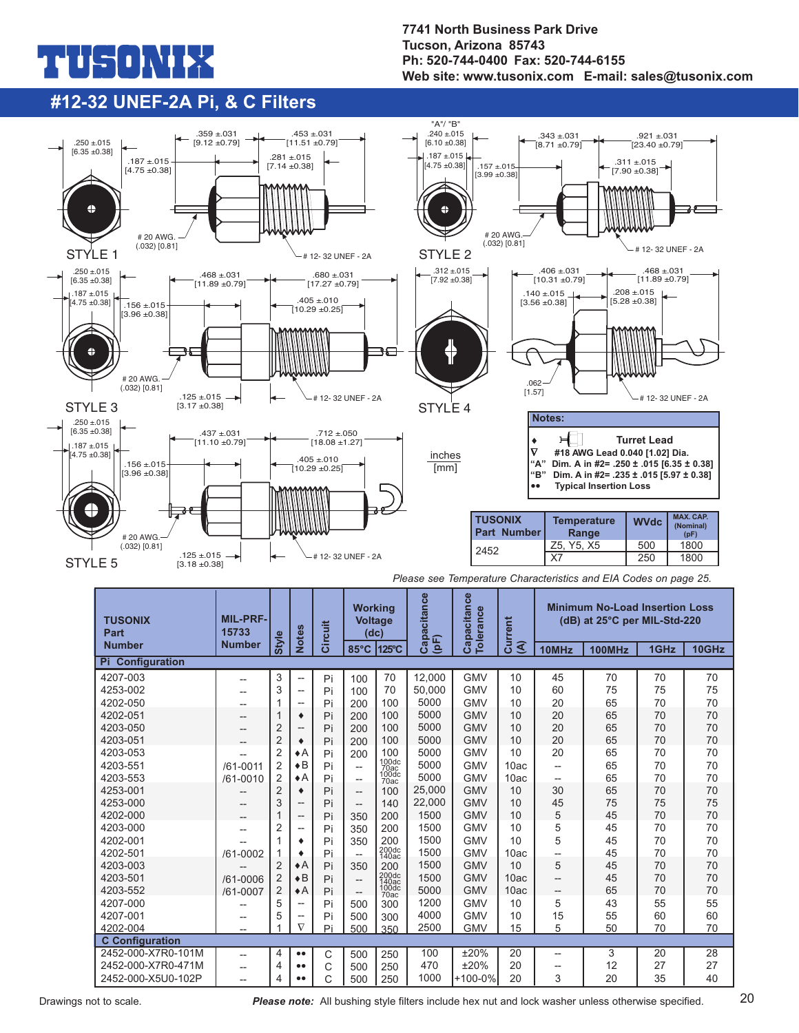# TUSONIX

7741 North Business Park Drive
Tucson, Arizona 85743
Ph: 520-744-0400 Fax: 520-744-6155
Web site: www.tusonix.com E-mail: sales@tusonix.com

## #12-32 UNEF-2A Pi, & C Filters

STYLE 1: .250 ±.015 [6.35 ±0.38]; .187 ±.015 [4.75 ±0.38]; .359 ±.031 [9.12 ±0.79]; .453 ±.031 [11.51 ±0.79]; .281 ±.015 [7.14 ±0.38]; # 20 AWG. (.032) [0.81]; # 12- 32 UNEF - 2A

STYLE 2: "A"/ "B" .240 ±.015 [6.10 ±0.38]; .187 ±.015 [4.75 ±0.38]; .157 ±.015 [3.99 ±0.38]; .343 ±.031 [8.71 ±0.79]; .921 ±.031 [23.40 ±0.79]; .311 ±.015 [7.90 ±0.38]; # 20 AWG. (.032) [0.81]; # 12- 32 UNEF - 2A

STYLE 3: .250 ±.015 [6.35 ±0.38]; .187 ±.015 [4.75 ±0.38]; .156 ±.015 [3.96 ±0.38]; .468 ±.031 [11.89 ±0.79]; .680 ±.031 [17.27 ±0.79]; .405 ±.010 [10.29 ±0.25]; # 20 AWG. (.032) [0.81]; .125 ±.015 [3.17 ±0.38]; # 12- 32 UNEF - 2A

STYLE 4: .312 ±.015 [7.92 ±0.38]; .406 ±.031 [10.31 ±0.79]; .468 ±.031 [11.89 ±0.79]; .140 ±.015 [3.56 ±0.38]; .208 ±.015 [5.28 ±0.38]; .062 [1.57]; # 12- 32 UNEF - 2A

STYLE 5: .250 ±.015 [6.35 ±0.38]; .187 ±.015 [4.75 ±0.38]; .156 ±.015 [3.96 ±0.38]; .437 ±.031 [11.10 ±0.79]; .712 ±.050 [18.08 ±1.27]; .405 ±.010 [10.29 ±0.25]; # 20 AWG. (.032) [0.81]; .125 ±.015 [3.18 ±0.38]; # 12- 32 UNEF - 2A

inches [mm]

**Notes:**

- ♦ Turret Lead
- ∇ #18 AWG Lead 0.040 [1.02] Dia.
- "A" Dim. A in #2= .250 ± .015 [6.35 ± 0.38]
- "B" Dim. A in #2= .235 ± .015 [5.97 ± 0.38]
- •• Typical Insertion Loss

| TUSONIX Part Number | Temperature Range | WVdc | MAX. CAP. (Nominal) (pF) |
|---|---|---|---|
| 2452 | Z5, Y5, X5 | 500 | 1800 |
| | X7 | 250 | 1800 |

*Please see Temperature Characteristics and EIA Codes on page 25.*

| TUSONIX Part Number | MIL-PRF-15733 Number | Style | Notes | Circuit | Working Voltage (dc) 85°C | 125°C | Capacitance (pF) | Capacitance Tolerance | Current (A) | Minimum No-Load Insertion Loss (dB) at 25°C per MIL-Std-220 10MHz | 100MHz | 1GHz | 10GHz |
|---|---|---|---|---|---|---|---|---|---|---|---|---|---|
| **Pi Configuration** | | | | | | | | | | | | | |
| 4207-003 | -- | 3 | -- | Pi | 100 | 70 | 12,000 | GMV | 10 | 45 | 70 | 70 | 70 |
| 4253-002 | -- | 3 | -- | Pi | 100 | 70 | 50,000 | GMV | 10 | 60 | 75 | 75 | 75 |
| 4202-050 | -- | 1 | -- | Pi | 200 | 100 | 5000 | GMV | 10 | 20 | 65 | 70 | 70 |
| 4202-051 | -- | 1 | ♦ | Pi | 200 | 100 | 5000 | GMV | 10 | 20 | 65 | 70 | 70 |
| 4203-050 | -- | 2 | -- | Pi | 200 | 100 | 5000 | GMV | 10 | 20 | 65 | 70 | 70 |
| 4203-051 | -- | 2 | ♦ | Pi | 200 | 100 | 5000 | GMV | 10 | 20 | 65 | 70 | 70 |
| 4203-053 | -- | 2 | ♦A | Pi | 200 | 100 | 5000 | GMV | 10 | 20 | 65 | 70 | 70 |
| 4203-551 | /61-0011 | 2 | ♦B | Pi | -- | 100dc 70ac | 5000 | GMV | 10ac | -- | 65 | 70 | 70 |
| 4203-553 | /61-0010 | 2 | ♦A | Pi | -- | 100dc 70ac | 5000 | GMV | 10ac | -- | 65 | 70 | 70 |
| 4253-001 | -- | 2 | ♦ | Pi | -- | 100 | 25,000 | GMV | 10 | 30 | 65 | 70 | 70 |
| 4253-000 | -- | 3 | -- | Pi | -- | 140 | 22,000 | GMV | 10 | 45 | 75 | 75 | 75 |
| 4202-000 | -- | 1 | -- | Pi | 350 | 200 | 1500 | GMV | 10 | 5 | 45 | 70 | 70 |
| 4203-000 | -- | 2 | -- | Pi | 350 | 200 | 1500 | GMV | 10 | 5 | 45 | 70 | 70 |
| 4202-001 | -- | 1 | ♦ | Pi | 350 | 200 | 1500 | GMV | 10 | 5 | 45 | 70 | 70 |
| 4202-501 | /61-0002 | 1 | ♦ | Pi | -- | 200dc 140ac | 1500 | GMV | 10ac | -- | 45 | 70 | 70 |
| 4203-003 | -- | 2 | ♦A | Pi | 350 | 200 | 1500 | GMV | 10 | 5 | 45 | 70 | 70 |
| 4203-501 | /61-0006 | 2 | ♦B | Pi | -- | 200dc 140ac | 1500 | GMV | 10ac | -- | 45 | 70 | 70 |
| 4203-552 | /61-0007 | 2 | ♦A | Pi | -- | 100dc 70ac | 5000 | GMV | 10ac | -- | 65 | 70 | 70 |
| 4207-000 | -- | 5 | -- | Pi | 500 | 300 | 1200 | GMV | 10 | 5 | 43 | 55 | 55 |
| 4207-001 | -- | 5 | -- | Pi | 500 | 300 | 4000 | GMV | 10 | 15 | 55 | 60 | 60 |
| 4202-004 | -- | 1 | ∇ | Pi | 500 | 350 | 2500 | GMV | 15 | 5 | 50 | 70 | 70 |
| **C Configuration** | | | | | | | | | | | | | |
| 2452-000-X7R0-101M | -- | 4 | •• | C | 500 | 250 | 100 | ±20% | 20 | -- | 3 | 20 | 28 |
| 2452-000-X7R0-471M | -- | 4 | •• | C | 500 | 250 | 470 | ±20% | 20 | -- | 12 | 27 | 27 |
| 2452-000-X5U0-102P | -- | 4 | •• | C | 500 | 250 | 1000 | +100-0% | 20 | 3 | 20 | 35 | 40 |

Drawings not to scale.

***Please note:*** All bushing style filters include hex nut and lock washer unless otherwise specified.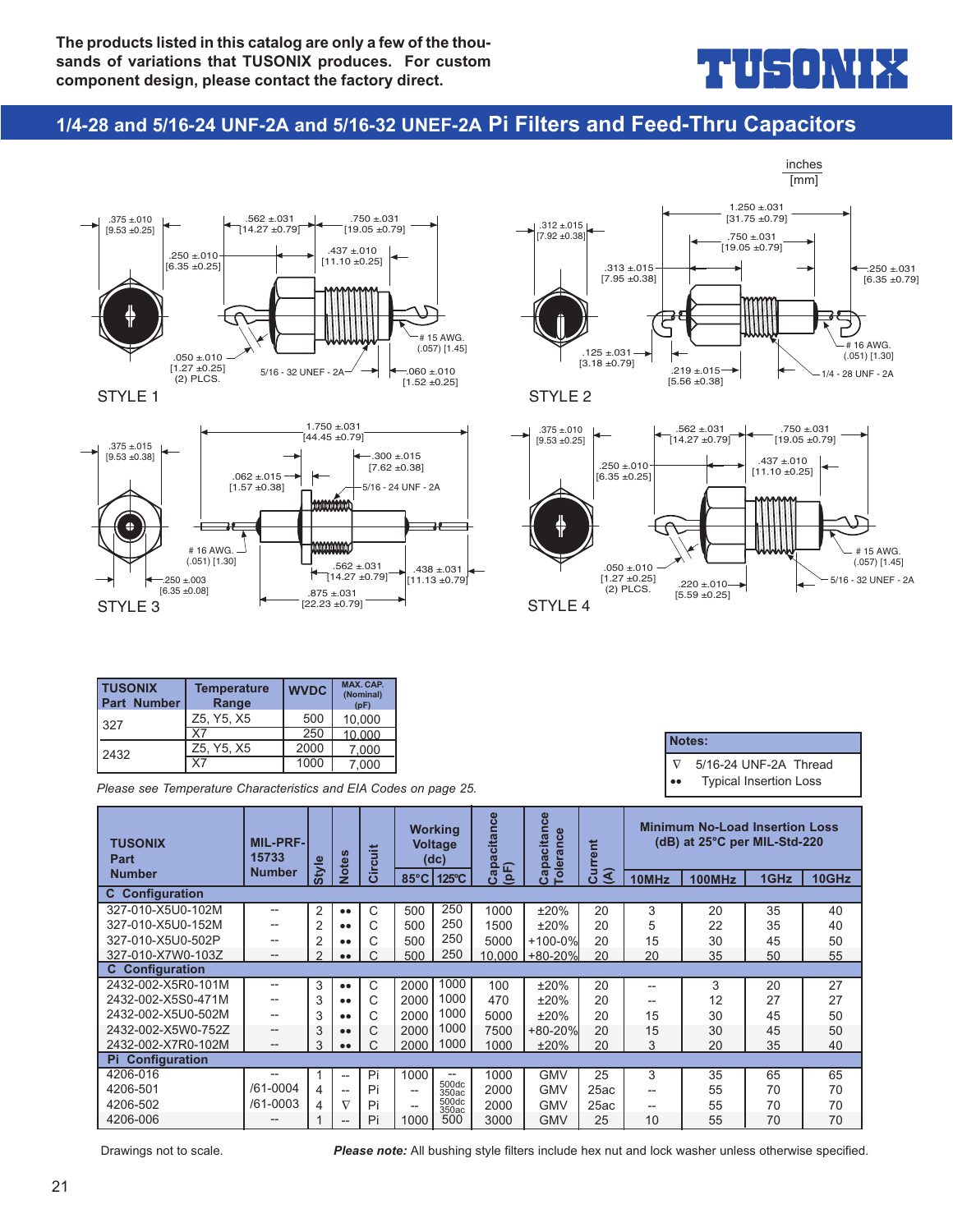The products listed in this catalog are only a few of the thousands of variations that TUSONIX produces. For custom component design, please contact the factory direct.

TUSONIX

## 1/4-28 and 5/16-24 UNF-2A and 5/16-32 UNEF-2A Pi Filters and Feed-Thru Capacitors

inches
[mm]

.375 ±.010 [9.53 ±0.25]
.562 ±.031 [14.27 ±0.79]
.750 ±.031 [19.05 ±0.79]
.250 ±.010 [6.35 ±0.25]
.437 ±.010 [11.10 ±0.25]
# 15 AWG. (.057) [1.45]
.050 ±.010 [1.27 ±0.25] (2) PLCS.
5/16 - 32 UNEF - 2A
.060 ±.010 [1.52 ±0.25]

STYLE 1

.312 ±.015 [7.92 ±0.38]
1.250 ±.031 [31.75 ±0.79]
.750 ±.031 [19.05 ±0.79]
.313 ±.015 [7.95 ±0.38]
.250 ±.031 [6.35 ±0.79]
# 16 AWG. (.051) [1.30]
.125 ±.031 [3.18 ±0.79]
.219 ±.015 [5.56 ±0.38]
1/4 - 28 UNF - 2A

STYLE 2

.375 ±.015 [9.53 ±0.38]
1.750 ±.031 [44.45 ±0.79]
.300 ±.015 [7.62 ±0.38]
.062 ±.015 [1.57 ±0.38]
5/16 - 24 UNF - 2A
# 16 AWG. (.051) [1.30]
.250 ±.003 [6.35 ±0.08]
.562 ±.031 [14.27 ±0.79]
.438 ±.031 [11.13 ±0.79]
.875 ±.031 [22.23 ±0.79]

STYLE 3

.375 ±.010 [9.53 ±0.25]
.562 ±.031 [14.27 ±0.79]
.750 ±.031 [19.05 ±0.79]
.250 ±.010 [6.35 ±0.25]
.437 ±.010 [11.10 ±0.25]
# 15 AWG. (.057) [1.45]
.050 ±.010 [1.27 ±0.25] (2) PLCS.
.220 ±.010 [5.59 ±0.25]
5/16 - 32 UNEF - 2A

STYLE 4

| TUSONIX Part Number | Temperature Range | WVDC | MAX. CAP. (Nominal) (pF) |
|---|---|---|---|
| 327 | Z5, Y5, X5 | 500 | 10,000 |
| | X7 | 250 | 10,000 |
| 2432 | Z5, Y5, X5 | 2000 | 7,000 |
| | X7 | 1000 | 7,000 |

*Please see Temperature Characteristics and EIA Codes on page 25.*

**Notes:**
∇ 5/16-24 UNF-2A Thread
•• Typical Insertion Loss

| TUSONIX Part Number | MIL-PRF-15733 Number | Style | Notes | Circuit | Working Voltage (dc) 85°C | Working Voltage (dc) 125°C | Capacitance (pF) | Capacitance Tolerance | Current (A) | Minimum No-Load Insertion Loss (dB) at 25°C per MIL-Std-220 10MHz | 100MHz | 1GHz | 10GHz |
|---|---|---|---|---|---|---|---|---|---|---|---|---|---|
| **C Configuration** | | | | | | | | | | | | | |
| 327-010-X5U0-102M | -- | 2 | •• | C | 500 | 250 | 1000 | ±20% | 20 | 3 | 20 | 35 | 40 |
| 327-010-X5U0-152M | -- | 2 | •• | C | 500 | 250 | 1500 | ±20% | 20 | 5 | 22 | 35 | 40 |
| 327-010-X5U0-502P | -- | 2 | •• | C | 500 | 250 | 5000 | +100-0% | 20 | 15 | 30 | 45 | 50 |
| 327-010-X7W0-103Z | -- | 2 | •• | C | 500 | 250 | 10,000 | +80-20% | 20 | 20 | 35 | 50 | 55 |
| **C Configuration** | | | | | | | | | | | | | |
| 2432-002-X5R0-101M | -- | 3 | •• | C | 2000 | 1000 | 100 | ±20% | 20 | -- | 3 | 20 | 27 |
| 2432-002-X5S0-471M | -- | 3 | •• | C | 2000 | 1000 | 470 | ±20% | 20 | -- | 12 | 27 | 27 |
| 2432-002-X5U0-502M | -- | 3 | •• | C | 2000 | 1000 | 5000 | ±20% | 20 | 15 | 30 | 45 | 50 |
| 2432-002-X5W0-752Z | -- | 3 | •• | C | 2000 | 1000 | 7500 | +80-20% | 20 | 15 | 30 | 45 | 50 |
| 2432-002-X7R0-102M | -- | 3 | •• | C | 2000 | 1000 | 1000 | ±20% | 20 | 3 | 20 | 35 | 40 |
| **Pi Configuration** | | | | | | | | | | | | | |
| 4206-016 | -- | 1 | -- | Pi | 1000 | -- | 1000 | GMV | 25 | 3 | 35 | 65 | 65 |
| 4206-501 | /61-0004 | 4 | -- | Pi | -- | 500dc 350ac | 2000 | GMV | 25ac | -- | 55 | 70 | 70 |
| 4206-502 | /61-0003 | 4 | ∇ | Pi | -- | 500dc 350ac | 2000 | GMV | 25ac | -- | 55 | 70 | 70 |
| 4206-006 | -- | 1 | -- | Pi | 1000 | 500 | 3000 | GMV | 25 | 10 | 55 | 70 | 70 |

Drawings not to scale.

***Please note:*** All bushing style filters include hex nut and lock washer unless otherwise specified.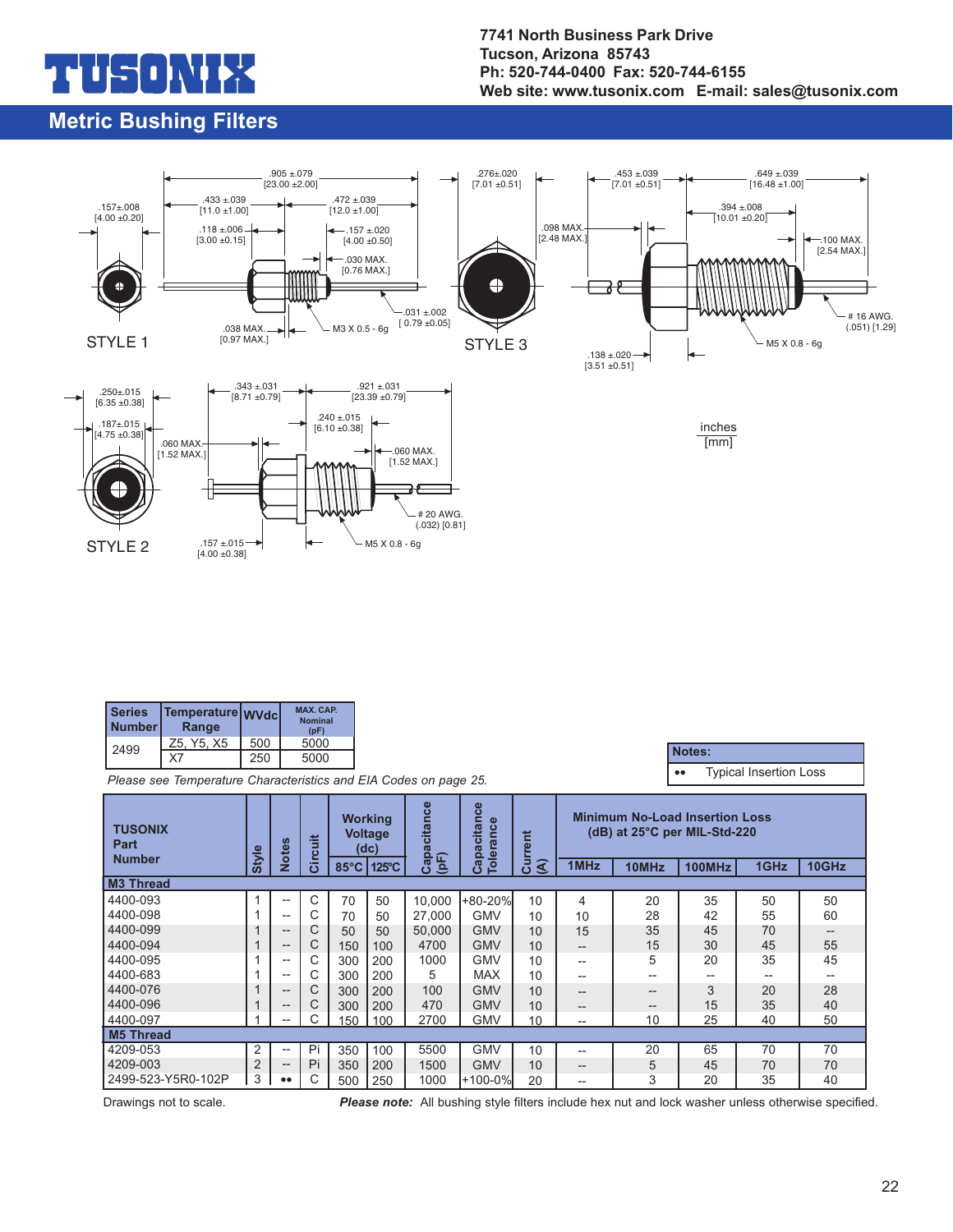**TUSONIX**

**7741 North Business Park Drive**
**Tucson, Arizona 85743**
**Ph: 520-744-0400 Fax: 520-744-6155**
**Web site: www.tusonix.com E-mail: sales@tusonix.com**

## Metric Bushing Filters

STYLE 1

.905 ±.079 [23.00 ±2.00]
.157±.008 [4.00 ±0.20]
.433 ±.039 [11.0 ±1.00]
.472 ±.039 [12.0 ±1.00]
.118 ±.006 [3.00 ±0.15]
.157 ±.020 [4.00 ±0.50]
.030 MAX. [0.76 MAX.]
.031 ±.002 [ 0.79 ±0.05]
.038 MAX. [0.97 MAX.]
M3 X 0.5 - 6g

STYLE 3

.276±.020 [7.01 ±0.51]
.453 ±.039 [7.01 ±0.51]
.649 ±.039 [16.48 ±1.00]
.394 ±.008 [10.01 ±0.20]
.098 MAX. [2.48 MAX.]
.100 MAX. [2.54 MAX.]
# 16 AWG. (.051) [1.29]
M5 X 0.8 - 6g
.138 ±.020 [3.51 ±0.51]

STYLE 2

.250±.015 [6.35 ±0.38]
.187±.015 [4.75 ±0.38]
.343 ±.031 [8.71 ±0.79]
.921 ±.031 [23.39 ±0.79]
.240 ±.015 [6.10 ±0.38]
.060 MAX. [1.52 MAX.]
.060 MAX. [1.52 MAX.]
# 20 AWG. (.032) [0.81]
.157 ±.015 [4.00 ±0.38]
M5 X 0.8 - 6g

inches
[mm]

| Series Number | Temperature Range | WVdc | MAX. CAP. Nominal (pF) |
|---|---|---|---|
| 2499 | Z5, Y5, X5 | 500 | 5000 |
| | X7 | 250 | 5000 |

*Please see Temperature Characteristics and EIA Codes on page 25.*

| Notes: | |
|---|---|
| •• | Typical Insertion Loss |

| TUSONIX Part Number | Style | Notes | Circuit | Working Voltage (dc) | | Capacitance (pF) | Capacitance Tolerance | Current (A) | Minimum No-Load Insertion Loss (dB) at 25°C per MIL-Std-220 | | | | |
|---|---|---|---|---|---|---|---|---|---|---|---|---|---|
| | | | | 85°C | 125°C | | | | 1MHz | 10MHz | 100MHz | 1GHz | 10GHz |
| **M3 Thread** | | | | | | | | | | | | | |
| 4400-093 | 1 | -- | C | 70 | 50 | 10,000 | +80-20% | 10 | 4 | 20 | 35 | 50 | 50 |
| 4400-098 | 1 | -- | C | 70 | 50 | 27,000 | GMV | 10 | 10 | 28 | 42 | 55 | 60 |
| 4400-099 | 1 | -- | C | 50 | 50 | 50,000 | GMV | 10 | 15 | 35 | 45 | 70 | -- |
| 4400-094 | 1 | -- | C | 150 | 100 | 4700 | GMV | 10 | -- | 15 | 30 | 45 | 55 |
| 4400-095 | 1 | -- | C | 300 | 200 | 1000 | GMV | 10 | -- | 5 | 20 | 35 | 45 |
| 4400-683 | 1 | -- | C | 300 | 200 | 5 | MAX | 10 | -- | -- | -- | -- | -- |
| 4400-076 | 1 | -- | C | 300 | 200 | 100 | GMV | 10 | -- | -- | 3 | 20 | 28 |
| 4400-096 | 1 | -- | C | 300 | 200 | 470 | GMV | 10 | -- | -- | 15 | 35 | 40 |
| 4400-097 | 1 | -- | C | 150 | 100 | 2700 | GMV | 10 | -- | 10 | 25 | 40 | 50 |
| **M5 Thread** | | | | | | | | | | | | | |
| 4209-053 | 2 | -- | Pi | 350 | 100 | 5500 | GMV | 10 | -- | 20 | 65 | 70 | 70 |
| 4209-003 | 2 | -- | Pi | 350 | 200 | 1500 | GMV | 10 | -- | 5 | 45 | 70 | 70 |
| 2499-523-Y5R0-102P | 3 | •• | C | 500 | 250 | 1000 | +100-0% | 20 | -- | 3 | 20 | 35 | 40 |

Drawings not to scale.

***Please note:*** All bushing style filters include hex nut and lock washer unless otherwise specified.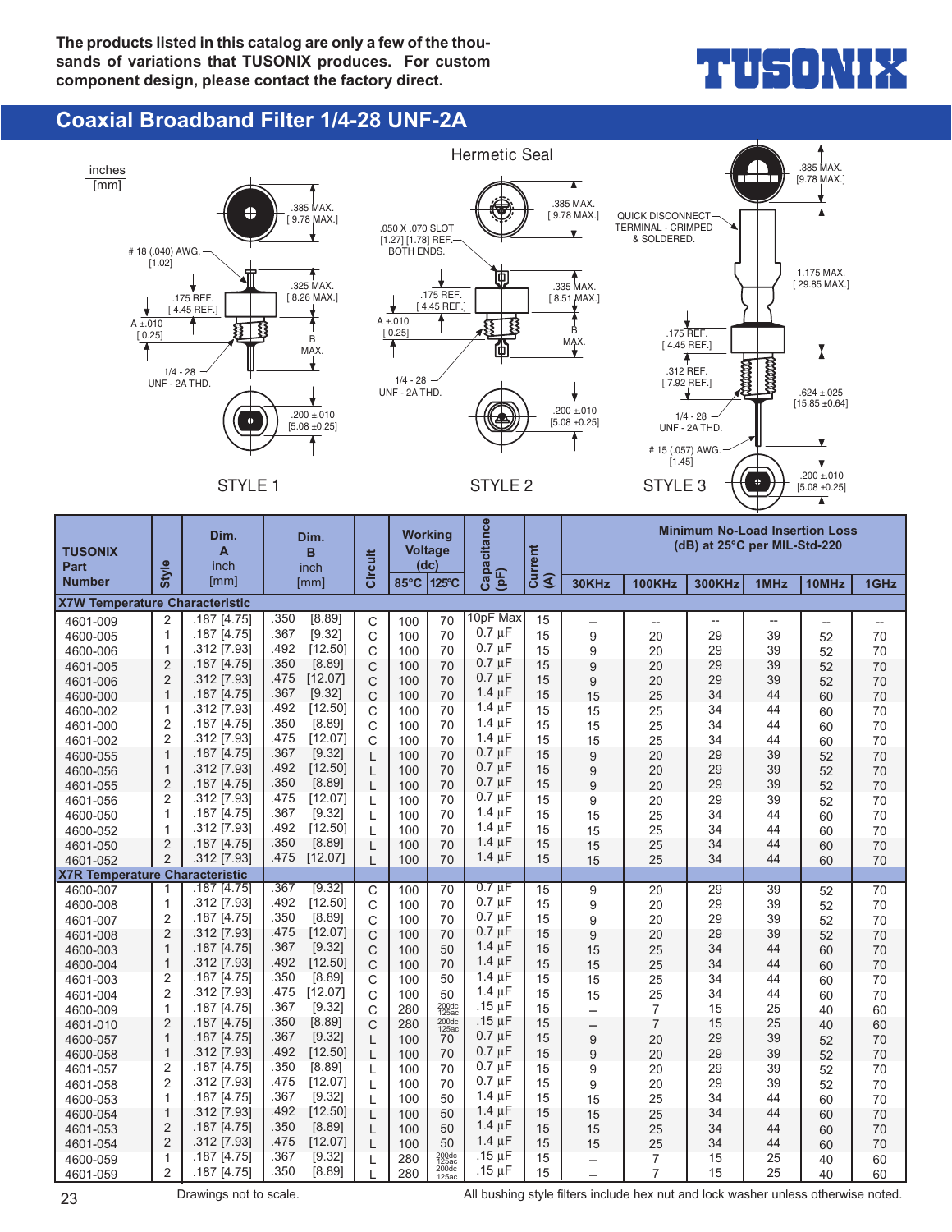The products listed in this catalog are only a few of the thousands of variations that TUSONIX produces. For custom component design, please contact the factory direct.

TUSONIX

## Coaxial Broadband Filter 1/4-28 UNF-2A

inches [mm]

Hermetic Seal

STYLE 1: .385 MAX. [9.78 MAX.]; # 18 (.040) AWG. [1.02]; .325 MAX. [8.26 MAX.]; .175 REF. [4.45 REF.]; A ±.010 [0.25]; B MAX.; 1/4 - 28 UNF - 2A THD.; .200 ±.010 [5.08 ±0.25]

STYLE 2: .385 MAX. [9.78 MAX.]; .050 X .070 SLOT [1.27] [1.78] REF. BOTH ENDS.; .175 REF. [4.45 REF.]; .335 MAX. [8.51 MAX.]; A ±.010 [0.25]; B MAX.; 1/4 - 28 UNF - 2A THD.; .200 ±.010 [5.08 ±0.25]

STYLE 3: .385 MAX. [9.78 MAX.]; QUICK DISCONNECT TERMINAL - CRIMPED & SOLDERED.; 1.175 MAX. [29.85 MAX.]; .175 REF. [4.45 REF.]; .312 REF. [7.92 REF.]; .624 ±.025 [15.85 ±0.64]; 1/4 - 28 UNF - 2A THD.; # 15 (.057) AWG. [1.45]; .200 ±.010 [5.08 ±0.25]

| TUSONIX Part Number | Style | Dim. A inch [mm] | Dim. B inch [mm] | Circuit | Working Voltage (dc) 85°C | Working Voltage (dc) 125°C | Capacitance (pF) | Current (A) | Minimum No-Load Insertion Loss (dB) at 25°C per MIL-Std-220 30KHz | 100KHz | 300KHz | 1MHz | 10MHz | 1GHz |
|---|---|---|---|---|---|---|---|---|---|---|---|---|---|---|
| **X7W Temperature Characteristic** | | | | | | | | | | | | | | |
| 4601-009 | 2 | .187 [4.75] | .350 [8.89] | C | 100 | 70 | 10pF Max | 15 | -- | -- | -- | -- | -- | -- |
| 4600-005 | 1 | .187 [4.75] | .367 [9.32] | C | 100 | 70 | 0.7 µF | 15 | 9 | 20 | 29 | 39 | 52 | 70 |
| 4600-006 | 1 | .312 [7.93] | .492 [12.50] | C | 100 | 70 | 0.7 µF | 15 | 9 | 20 | 29 | 39 | 52 | 70 |
| 4601-005 | 2 | .187 [4.75] | .350 [8.89] | C | 100 | 70 | 0.7 µF | 15 | 9 | 20 | 29 | 39 | 52 | 70 |
| 4601-006 | 2 | .312 [7.93] | .475 [12.07] | C | 100 | 70 | 0.7 µF | 15 | 9 | 20 | 29 | 39 | 52 | 70 |
| 4600-000 | 1 | .187 [4.75] | .367 [9.32] | C | 100 | 70 | 1.4 µF | 15 | 15 | 25 | 34 | 44 | 60 | 70 |
| 4600-002 | 1 | .312 [7.93] | .492 [12.50] | C | 100 | 70 | 1.4 µF | 15 | 15 | 25 | 34 | 44 | 60 | 70 |
| 4601-000 | 2 | .187 [4.75] | .350 [8.89] | C | 100 | 70 | 1.4 µF | 15 | 15 | 25 | 34 | 44 | 60 | 70 |
| 4601-002 | 2 | .312 [7.93] | .475 [12.07] | C | 100 | 70 | 1.4 µF | 15 | 15 | 25 | 34 | 44 | 60 | 70 |
| 4600-055 | 1 | .187 [4.75] | .367 [9.32] | L | 100 | 70 | 0.7 µF | 15 | 9 | 20 | 29 | 39 | 52 | 70 |
| 4600-056 | 1 | .312 [7.93] | .492 [12.50] | L | 100 | 70 | 0.7 µF | 15 | 9 | 20 | 29 | 39 | 52 | 70 |
| 4601-055 | 2 | .187 [4.75] | .350 [8.89] | L | 100 | 70 | 0.7 µF | 15 | 9 | 20 | 29 | 39 | 52 | 70 |
| 4601-056 | 2 | .312 [7.93] | .475 [12.07] | L | 100 | 70 | 0.7 µF | 15 | 9 | 20 | 29 | 39 | 52 | 70 |
| 4600-050 | 1 | .187 [4.75] | .367 [9.32] | L | 100 | 70 | 1.4 µF | 15 | 15 | 25 | 34 | 44 | 60 | 70 |
| 4600-052 | 1 | .312 [7.93] | .492 [12.50] | L | 100 | 70 | 1.4 µF | 15 | 15 | 25 | 34 | 44 | 60 | 70 |
| 4601-050 | 2 | .187 [4.75] | .350 [8.89] | L | 100 | 70 | 1.4 µF | 15 | 15 | 25 | 34 | 44 | 60 | 70 |
| 4601-052 | 2 | .312 [7.93] | .475 [12.07] | L | 100 | 70 | 1.4 µF | 15 | 15 | 25 | 34 | 44 | 60 | 70 |
| **X7R Temperature Characteristic** | | | | | | | | | | | | | | |
| 4600-007 | 1 | .187 [4.75] | .367 [9.32] | C | 100 | 70 | 0.7 µF | 15 | 9 | 20 | 29 | 39 | 52 | 70 |
| 4600-008 | 1 | .312 [7.93] | .492 [12.50] | C | 100 | 70 | 0.7 µF | 15 | 9 | 20 | 29 | 39 | 52 | 70 |
| 4601-007 | 2 | .187 [4.75] | .350 [8.89] | C | 100 | 70 | 0.7 µF | 15 | 9 | 20 | 29 | 39 | 52 | 70 |
| 4601-008 | 2 | .312 [7.93] | .475 [12.07] | C | 100 | 70 | 0.7 µF | 15 | 9 | 20 | 29 | 39 | 52 | 70 |
| 4600-003 | 1 | .187 [4.75] | .367 [9.32] | C | 100 | 50 | 1.4 µF | 15 | 15 | 25 | 34 | 44 | 60 | 70 |
| 4600-004 | 1 | .312 [7.93] | .492 [12.50] | C | 100 | 70 | 1.4 µF | 15 | 15 | 25 | 34 | 44 | 60 | 70 |
| 4601-003 | 2 | .187 [4.75] | .350 [8.89] | C | 100 | 50 | 1.4 µF | 15 | 15 | 25 | 34 | 44 | 60 | 70 |
| 4601-004 | 2 | .312 [7.93] | .475 [12.07] | C | 100 | 50 | 1.4 µF | 15 | 15 | 25 | 34 | 44 | 60 | 70 |
| 4600-009 | 1 | .187 [4.75] | .367 [9.32] | C | 280 | 200dc 125ac | .15 µF | 15 | -- | 7 | 15 | 25 | 40 | 60 |
| 4601-010 | 2 | .187 [4.75] | .350 [8.89] | C | 280 | 200dc 125ac | .15 µF | 15 | -- | 7 | 15 | 25 | 40 | 60 |
| 4600-057 | 1 | .187 [4.75] | .367 [9.32] | L | 100 | 70 | 0.7 µF | 15 | 9 | 20 | 29 | 39 | 52 | 70 |
| 4600-058 | 1 | .312 [7.93] | .492 [12.50] | L | 100 | 70 | 0.7 µF | 15 | 9 | 20 | 29 | 39 | 52 | 70 |
| 4601-057 | 2 | .187 [4.75] | .350 [8.89] | L | 100 | 70 | 0.7 µF | 15 | 9 | 20 | 29 | 39 | 52 | 70 |
| 4601-058 | 2 | .312 [7.93] | .475 [12.07] | L | 100 | 70 | 0.7 µF | 15 | 9 | 20 | 29 | 39 | 52 | 70 |
| 4600-053 | 1 | .187 [4.75] | .367 [9.32] | L | 100 | 50 | 1.4 µF | 15 | 15 | 25 | 34 | 44 | 60 | 70 |
| 4600-054 | 1 | .312 [7.93] | .492 [12.50] | L | 100 | 50 | 1.4 µF | 15 | 15 | 25 | 34 | 44 | 60 | 70 |
| 4601-053 | 2 | .187 [4.75] | .350 [8.89] | L | 100 | 50 | 1.4 µF | 15 | 15 | 25 | 34 | 44 | 60 | 70 |
| 4601-054 | 2 | .312 [7.93] | .475 [12.07] | L | 100 | 50 | 1.4 µF | 15 | 15 | 25 | 34 | 44 | 60 | 70 |
| 4600-059 | 1 | .187 [4.75] | .367 [9.32] | L | 280 | 200dc 125ac | .15 µF | 15 | -- | 7 | 15 | 25 | 40 | 60 |
| 4601-059 | 2 | .187 [4.75] | .350 [8.89] | L | 280 | 200dc 125ac | .15 µF | 15 | -- | 7 | 15 | 25 | 40 | 60 |

Drawings not to scale.

All bushing style filters include hex nut and lock washer unless otherwise noted.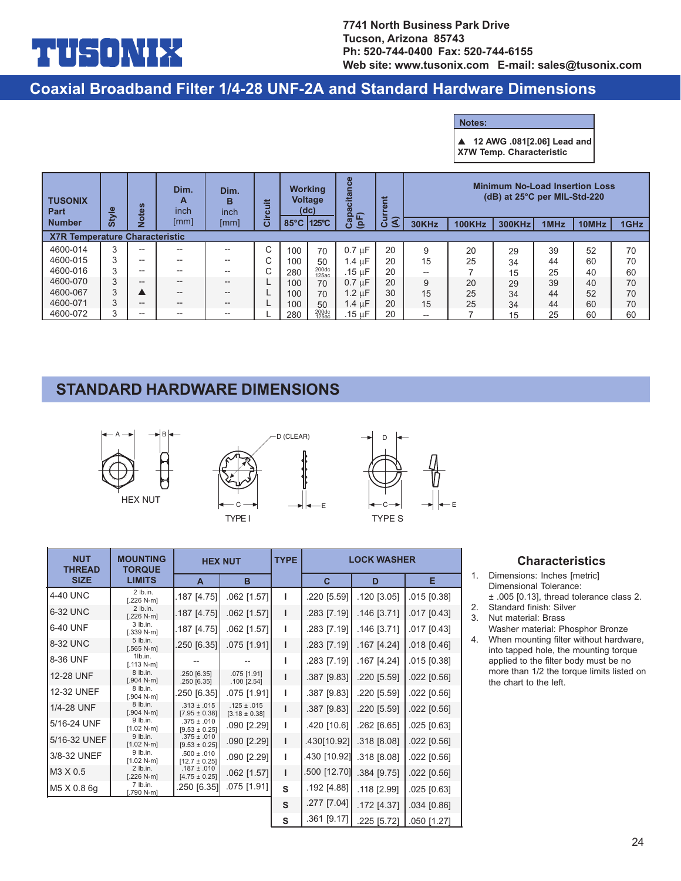**TUSONIX**

7741 North Business Park Drive
Tucson, Arizona 85743
Ph: 520-744-0400 Fax: 520-744-6155
Web site: www.tusonix.com E-mail: sales@tusonix.com

# Coaxial Broadband Filter 1/4-28 UNF-2A and Standard Hardware Dimensions

| Notes: |
|---|
| ▲ 12 AWG .081[2.06] Lead and X7W Temp. Characteristic |

| TUSONIX Part Number | Style | Notes | Dim. A inch [mm] | Dim. B inch [mm] | Circuit | Working Voltage (dc) | | Capacitance (pF) | Current (A) | Minimum No-Load Insertion Loss (dB) at 25°C per MIL-Std-220 | | | | | |
|---|---|---|---|---|---|---|---|---|---|---|---|---|---|---|---|
| | | | | | | 85°C | 125°C | | | 30KHz | 100KHz | 300KHz | 1MHz | 10MHz | 1GHz |
| **X7R Temperature Characteristic** | | | | | | | | | | | | | | | |
| 4600-014 | 3 | -- | -- | -- | C | 100 | 70 | 0.7 µF | 20 | 9 | 20 | 29 | 39 | 52 | 70 |
| 4600-015 | 3 | -- | -- | -- | C | 100 | 50 | 1.4 µF | 20 | 15 | 25 | 34 | 44 | 60 | 70 |
| 4600-016 | 3 | -- | -- | -- | C | 280 | 200dc 125ac | .15 µF | 20 | -- | 7 | 15 | 25 | 40 | 60 |
| 4600-070 | 3 | -- | -- | -- | L | 100 | 70 | 0.7 µF | 20 | 9 | 20 | 29 | 39 | 40 | 70 |
| 4600-067 | 3 | ▲ | -- | -- | L | 100 | 70 | 1.2 µF | 30 | 15 | 25 | 34 | 44 | 52 | 70 |
| 4600-071 | 3 | -- | -- | -- | L | 100 | 50 | 1.4 µF | 20 | 15 | 25 | 34 | 44 | 60 | 70 |
| 4600-072 | 3 | -- | -- | -- | L | 280 | 200dc 125ac | .15 µF | 20 | -- | 7 | 15 | 25 | 60 | 60 |

## STANDARD HARDWARE DIMENSIONS

HEX NUT

TYPE I

TYPE S

| NUT THREAD SIZE | MOUNTING TORQUE LIMITS | HEX NUT | | TYPE | LOCK WASHER | | |
|---|---|---|---|---|---|---|---|
| | | A | B | | C | D | E |
| 4-40 UNC | 2 lb.in. [.226 N-m] | .187 [4.75] | .062 [1.57] | I | .220 [5.59] | .120 [3.05] | .015 [0.38] |
| 6-32 UNC | 2 lb.in. [.226 N-m] | .187 [4.75] | .062 [1.57] | I | .283 [7.19] | .146 [3.71] | .017 [0.43] |
| 6-40 UNF | 3 lb.in. [.339 N-m] | .187 [4.75] | .062 [1.57] | I | .283 [7.19] | .146 [3.71] | .017 [0.43] |
| 8-32 UNC | 5 lb.in. [.565 N-m] | .250 [6.35] | .075 [1.91] | I | .283 [7.19] | .167 [4.24] | .018 [0.46] |
| 8-36 UNF | 1lb.in. [.113 N-m] | -- | -- | I | .283 [7.19] | .167 [4.24] | .015 [0.38] |
| 12-28 UNF | 8 lb.in. [.904 N-m] | .250 [6.35] .250 [6.35] | .075 [1.91] .100 [2.54] | I | .387 [9.83] | .220 [5.59] | .022 [0.56] |
| 12-32 UNEF | 8 lb.in. [.904 N-m] | .250 [6.35] | .075 [1.91] | I | .387 [9.83] | .220 [5.59] | .022 [0.56] |
| 1/4-28 UNF | 8 lb.in. [.904 N-m] | .313 ± .015 [7.95 ± 0.38] | .125 ± .015 [3.18 ± 0.38] | I | .387 [9.83] | .220 [5.59] | .022 [0.56] |
| 5/16-24 UNF | 9 lb.in. [1.02 N-m] | .375 ± .010 [9.53 ± 0.25] | .090 [2.29] | I | .420 [10.6] | .262 [6.65] | .025 [0.63] |
| 5/16-32 UNEF | 9 lb.in. [1.02 N-m] | .375 ± .010 [9.53 ± 0.25] | .090 [2.29] | I | .430[10.92] | .318 [8.08] | .022 [0.56] |
| 3/8-32 UNEF | 9 lb.in. [1.02 N-m] | .500 ± .010 [12.7 ± 0.25] | .090 [2.29] | I | .430 [10.92] | .318 [8.08] | .022 [0.56] |
| M3 X 0.5 | 2 lb.in. [.226 N-m] | .187 ± .010 [4.75 ± 0.25] | .062 [1.57] | I | .500 [12.70] | .384 [9.75] | .022 [0.56] |
| M5 X 0.8 6g | 7 lb.in. [.790 N-m] | .250 [6.35] | .075 [1.91] | S | .192 [4.88] | .118 [2.99] | .025 [0.63] |
| | | | | S | .277 [7.04] | .172 [4.37] | .034 [0.86] |
| | | | | S | .361 [9.17] | .225 [5.72] | .050 [1.27] |

### Characteristics

1. Dimensions: Inches [metric]
   Dimensional Tolerance:
   ± .005 [0.13], thread tolerance class 2.
2. Standard finish: Silver
3. Nut material: Brass
   Washer material: Phosphor Bronze
4. When mounting filter without hardware, into tapped hole, the mounting torque applied to the filter body must be no more than 1/2 the torque limits listed on the chart to the left.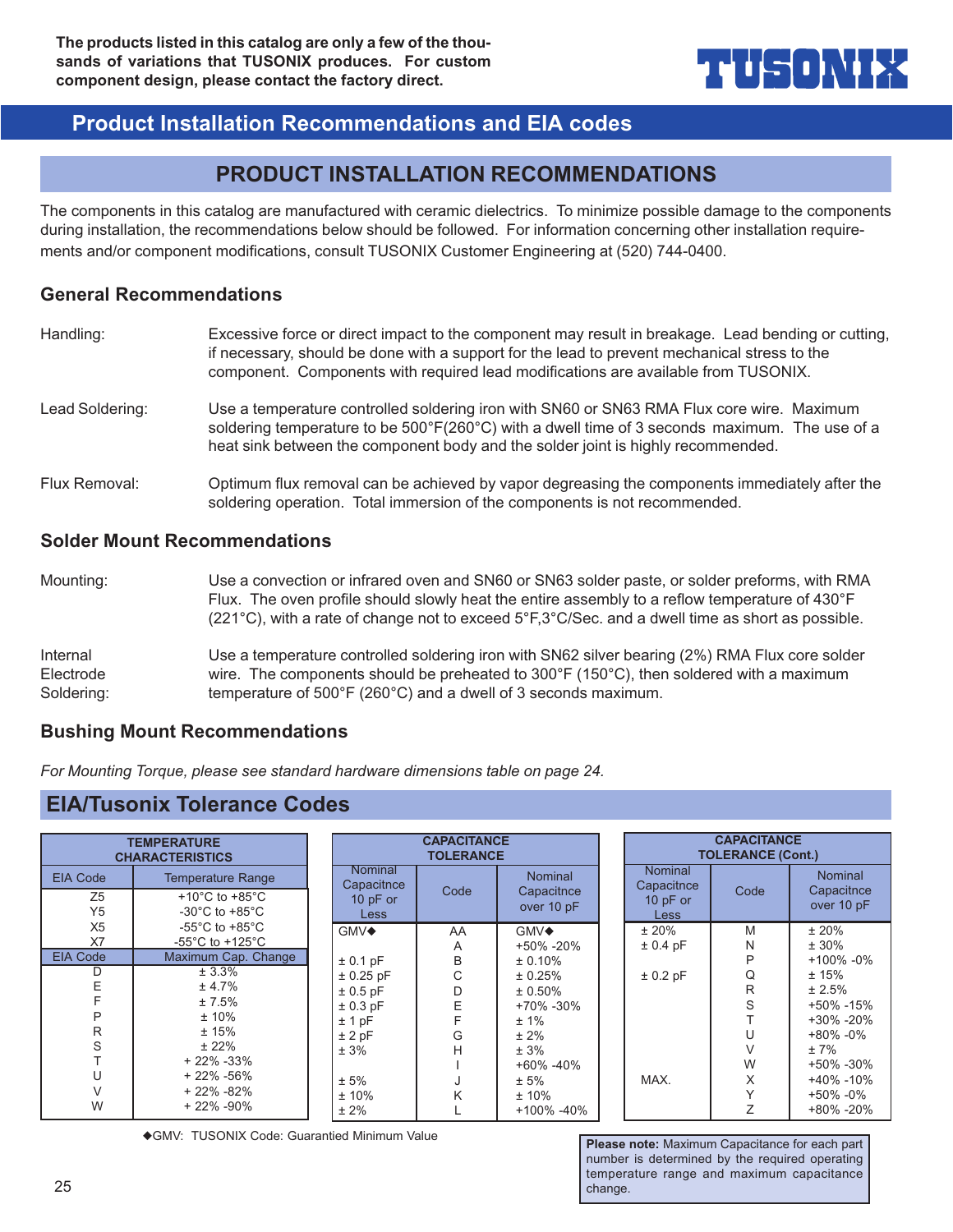The products listed in this catalog are only a few of the thousands of variations that TUSONIX produces. For custom component design, please contact the factory direct.

TUSONIX

## Product Installation Recommendations and EIA codes

## PRODUCT INSTALLATION RECOMMENDATIONS

The components in this catalog are manufactured with ceramic dielectrics. To minimize possible damage to the components during installation, the recommendations below should be followed. For information concerning other installation requirements and/or component modifications, consult TUSONIX Customer Engineering at (520) 744-0400.

### General Recommendations

**Handling:** Excessive force or direct impact to the component may result in breakage. Lead bending or cutting, if necessary, should be done with a support for the lead to prevent mechanical stress to the component. Components with required lead modifications are available from TUSONIX.

**Lead Soldering:** Use a temperature controlled soldering iron with SN60 or SN63 RMA Flux core wire. Maximum soldering temperature to be 500°F(260°C) with a dwell time of 3 seconds maximum. The use of a heat sink between the component body and the solder joint is highly recommended.

**Flux Removal:** Optimum flux removal can be achieved by vapor degreasing the components immediately after the soldering operation. Total immersion of the components is not recommended.

### Solder Mount Recommendations

**Mounting:** Use a convection or infrared oven and SN60 or SN63 solder paste, or solder preforms, with RMA Flux. The oven profile should slowly heat the entire assembly to a reflow temperature of 430°F (221°C), with a rate of change not to exceed 5°F,3°C/Sec. and a dwell time as short as possible.

**Internal Electrode Soldering:** Use a temperature controlled soldering iron with SN62 silver bearing (2%) RMA Flux core solder wire. The components should be preheated to 300°F (150°C), then soldered with a maximum temperature of 500°F (260°C) and a dwell of 3 seconds maximum.

### Bushing Mount Recommendations

*For Mounting Torque, please see standard hardware dimensions table on page 24.*

## EIA/Tusonix Tolerance Codes

**TEMPERATURE CHARACTERISTICS**

| EIA Code | Temperature Range |
|---|---|
| Z5 | +10°C to +85°C |
| Y5 | -30°C to +85°C |
| X5 | -55°C to +85°C |
| X7 | -55°C to +125°C |
| **EIA Code** | **Maximum Cap. Change** |
| D | ± 3.3% |
| E | ± 4.7% |
| F | ± 7.5% |
| P | ± 10% |
| R | ± 15% |
| S | ± 22% |
| T | + 22% -33% |
| U | + 22% -56% |
| V | + 22% -82% |
| W | + 22% -90% |

**CAPACITANCE TOLERANCE**

| Nominal Capacitnce 10 pF or Less | Code | Nominal Capacitnce over 10 pF |
|---|---|---|
| GMV◆ | AA | GMV◆ |
| | A | +50% -20% |
| ± 0.1 pF | B | ± 0.10% |
| ± 0.25 pF | C | ± 0.25% |
| ± 0.5 pF | D | ± 0.50% |
| ± 0.3 pF | E | +70% -30% |
| ± 1 pF | F | ± 1% |
| ± 2 pF | G | ± 2% |
| ± 3% | H | ± 3% |
| | I | +60% -40% |
| ± 5% | J | ± 5% |
| ± 10% | K | ± 10% |
| ± 2% | L | +100% -40% |

**CAPACITANCE TOLERANCE (Cont.)**

| Nominal Capacitnce 10 pF or Less | Code | Nominal Capacitnce over 10 pF |
|---|---|---|
| ± 20% | M | ± 20% |
| ± 0.4 pF | N | ± 30% |
| | P | +100% -0% |
| ± 0.2 pF | Q | ± 15% |
| | R | ± 2.5% |
| | S | +50% -15% |
| | T | +30% -20% |
| | U | +80% -0% |
| | V | ± 7% |
| | W | +50% -30% |
| MAX. | X | +40% -10% |
| | Y | +50% -0% |
| | Z | +80% -20% |

◆GMV: TUSONIX Code: Guarantied Minimum Value

**Please note:** Maximum Capacitance for each part number is determined by the required operating temperature range and maximum capacitance change.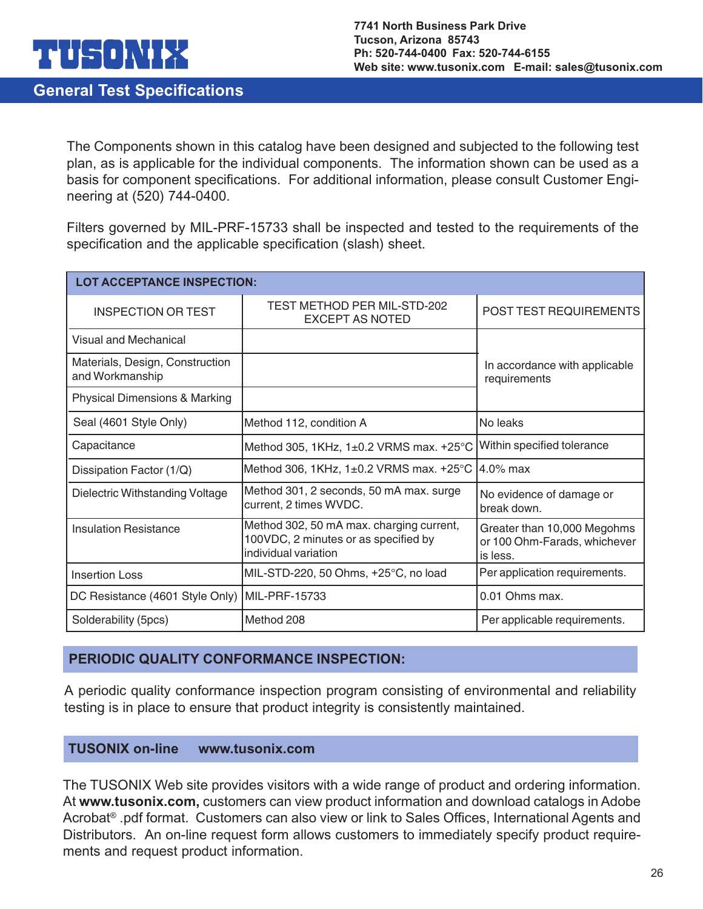# TUSONIX

**7741 North Business Park Drive**
**Tucson, Arizona 85743**
**Ph: 520-744-0400 Fax: 520-744-6155**
**Web site: www.tusonix.com E-mail: sales@tusonix.com**

## General Test Specifications

The Components shown in this catalog have been designed and subjected to the following test plan, as is applicable for the individual components. The information shown can be used as a basis for component specifications. For additional information, please consult Customer Engineering at (520) 744-0400.

Filters governed by MIL-PRF-15733 shall be inspected and tested to the requirements of the specification and the applicable specification (slash) sheet.

**LOT ACCEPTANCE INSPECTION:**

| INSPECTION OR TEST | TEST METHOD PER MIL-STD-202 EXCEPT AS NOTED | POST TEST REQUIREMENTS |
|---|---|---|
| Visual and Mechanical | | In accordance with applicable requirements |
| Materials, Design, Construction and Workmanship | | |
| Physical Dimensions & Marking | | |
| Seal (4601 Style Only) | Method 112, condition A | No leaks |
| Capacitance | Method 305, 1KHz, 1±0.2 VRMS max. +25°C | Within specified tolerance |
| Dissipation Factor (1/Q) | Method 306, 1KHz, 1±0.2 VRMS max. +25°C | 4.0% max |
| Dielectric Withstanding Voltage | Method 301, 2 seconds, 50 mA max. surge current, 2 times WVDC. | No evidence of damage or break down. |
| Insulation Resistance | Method 302, 50 mA max. charging current, 100VDC, 2 minutes or as specified by individual variation | Greater than 10,000 Megohms or 100 Ohm-Farads, whichever is less. |
| Insertion Loss | MIL-STD-220, 50 Ohms, +25°C, no load | Per application requirements. |
| DC Resistance (4601 Style Only) | MIL-PRF-15733 | 0.01 Ohms max. |
| Solderability (5pcs) | Method 208 | Per applicable requirements. |

### PERIODIC QUALITY CONFORMANCE INSPECTION:

A periodic quality conformance inspection program consisting of environmental and reliability testing is in place to ensure that product integrity is consistently maintained.

### TUSONIX on-line www.tusonix.com

The TUSONIX Web site provides visitors with a wide range of product and ordering information. At **www.tusonix.com,** customers can view product information and download catalogs in Adobe Acrobat® .pdf format. Customers can also view or link to Sales Offices, International Agents and Distributors. An on-line request form allows customers to immediately specify product requirements and request product information.